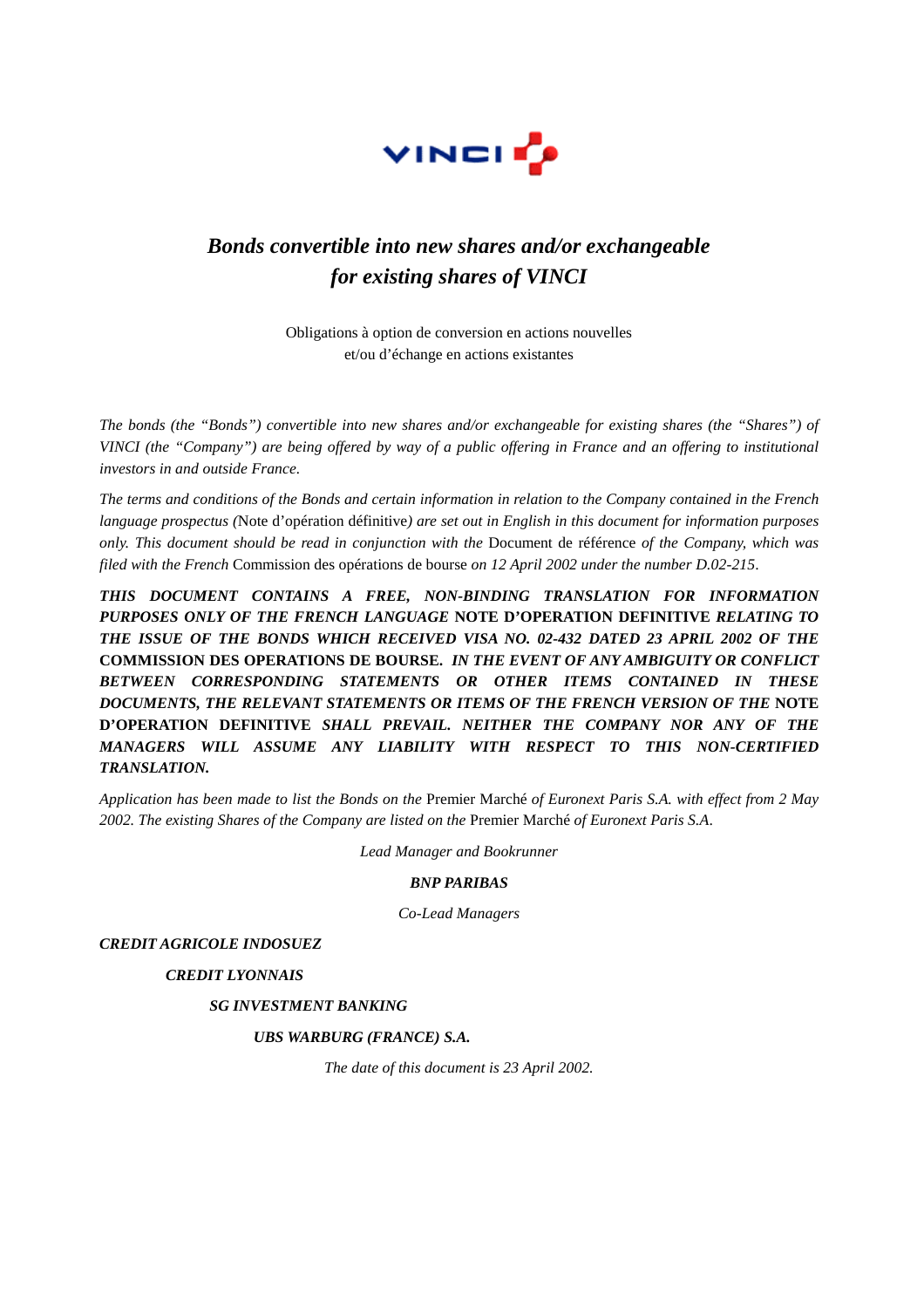VINCI

# *Bonds convertible into new shares and/or exchangeable for existing shares of VINCI*

Obligations à option de conversion en actions nouvelles et/ou d'échange en actions existantes

*The bonds (the "Bonds") convertible into new shares and/or exchangeable for existing shares (the "Shares") of VINCI (the "Company") are being offered by way of a public offering in France and an offering to institutional investors in and outside France.*

*The terms and conditions of the Bonds and certain information in relation to the Company contained in the French language prospectus (*Note d'opération définitive*) are set out in English in this document for information purposes only. This document should be read in conjunction with the* Document de référence *of the Company, which was filed with the French* Commission des opérations de bourse *on 12 April 2002 under the number D.02-215.*

***THIS DOCUMENT CONTAINS A FREE, NON-BINDING TRANSLATION FOR INFORMATION PURPOSES ONLY OF THE FRENCH LANGUAGE* NOTE D'OPERATION DEFINITIVE *RELATING TO THE ISSUE OF THE BONDS WHICH RECEIVED VISA NO. 02-432 DATED 23 APRIL 2002 OF THE* COMMISSION DES OPERATIONS DE BOURSE. *IN THE EVENT OF ANY AMBIGUITY OR CONFLICT BETWEEN CORRESPONDING STATEMENTS OR OTHER ITEMS CONTAINED IN THESE DOCUMENTS, THE RELEVANT STATEMENTS OR ITEMS OF THE FRENCH VERSION OF THE* NOTE D'OPERATION DEFINITIVE *SHALL PREVAIL. NEITHER THE COMPANY NOR ANY OF THE MANAGERS WILL ASSUME ANY LIABILITY WITH RESPECT TO THIS NON-CERTIFIED TRANSLATION.***

*Application has been made to list the Bonds on the* Premier Marché *of Euronext Paris S.A. with effect from 2 May 2002. The existing Shares of the Company are listed on the* Premier Marché *of Euronext Paris S.A.*

*Lead Manager and Bookrunner*

***BNP PARIBAS***

*Co-Lead Managers*

***CREDIT AGRICOLE INDOSUEZ***

***CREDIT LYONNAIS***

***SG INVESTMENT BANKING***

***UBS WARBURG (FRANCE) S.A.***

*The date of this document is 23 April 2002.*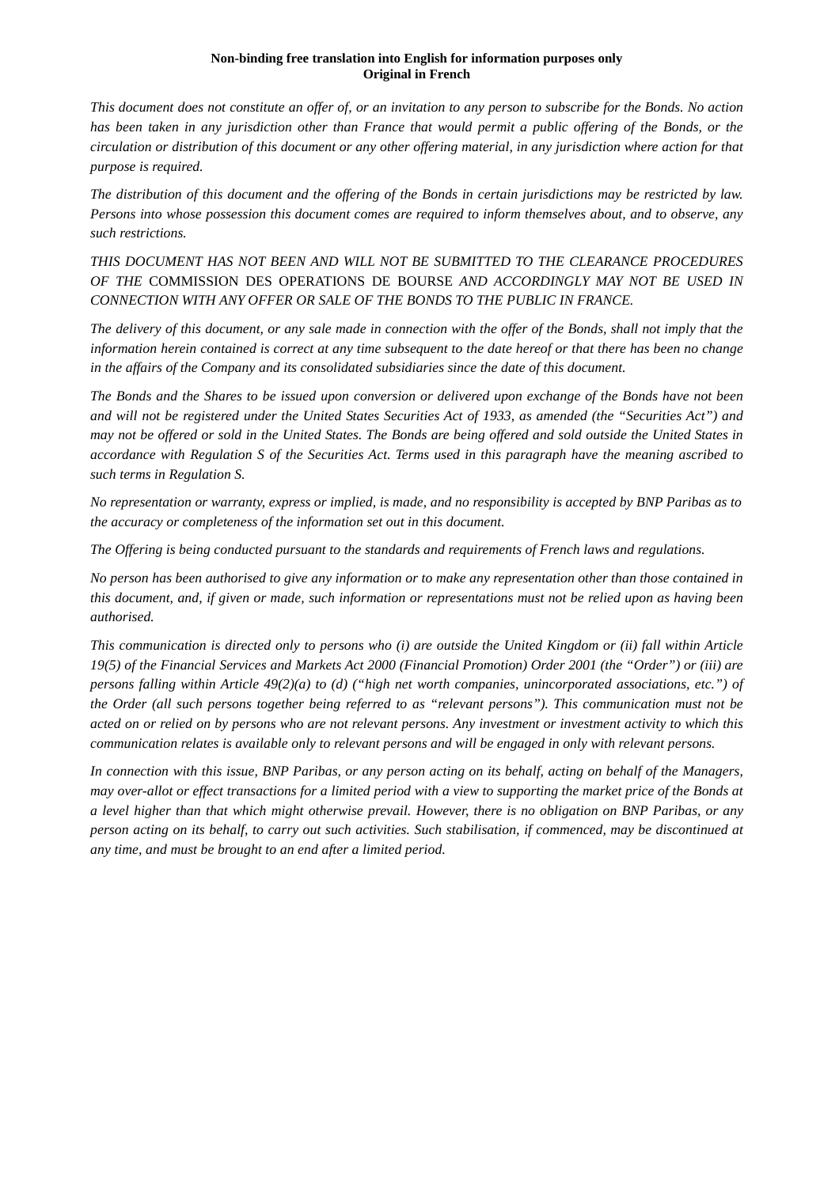**Non-binding free translation into English for information purposes only**
**Original in French**

*This document does not constitute an offer of, or an invitation to any person to subscribe for the Bonds. No action has been taken in any jurisdiction other than France that would permit a public offering of the Bonds, or the circulation or distribution of this document or any other offering material, in any jurisdiction where action for that purpose is required.*

*The distribution of this document and the offering of the Bonds in certain jurisdictions may be restricted by law. Persons into whose possession this document comes are required to inform themselves about, and to observe, any such restrictions.*

*THIS DOCUMENT HAS NOT BEEN AND WILL NOT BE SUBMITTED TO THE CLEARANCE PROCEDURES OF THE* COMMISSION DES OPERATIONS DE BOURSE *AND ACCORDINGLY MAY NOT BE USED IN CONNECTION WITH ANY OFFER OR SALE OF THE BONDS TO THE PUBLIC IN FRANCE.*

*The delivery of this document, or any sale made in connection with the offer of the Bonds, shall not imply that the information herein contained is correct at any time subsequent to the date hereof or that there has been no change in the affairs of the Company and its consolidated subsidiaries since the date of this document.*

*The Bonds and the Shares to be issued upon conversion or delivered upon exchange of the Bonds have not been and will not be registered under the United States Securities Act of 1933, as amended (the "Securities Act") and may not be offered or sold in the United States. The Bonds are being offered and sold outside the United States in accordance with Regulation S of the Securities Act. Terms used in this paragraph have the meaning ascribed to such terms in Regulation S.*

*No representation or warranty, express or implied, is made, and no responsibility is accepted by BNP Paribas as to the accuracy or completeness of the information set out in this document.*

*The Offering is being conducted pursuant to the standards and requirements of French laws and regulations.*

*No person has been authorised to give any information or to make any representation other than those contained in this document, and, if given or made, such information or representations must not be relied upon as having been authorised.*

*This communication is directed only to persons who (i) are outside the United Kingdom or (ii) fall within Article 19(5) of the Financial Services and Markets Act 2000 (Financial Promotion) Order 2001 (the "Order") or (iii) are persons falling within Article 49(2)(a) to (d) ("high net worth companies, unincorporated associations, etc.") of the Order (all such persons together being referred to as "relevant persons"). This communication must not be acted on or relied on by persons who are not relevant persons. Any investment or investment activity to which this communication relates is available only to relevant persons and will be engaged in only with relevant persons.*

*In connection with this issue, BNP Paribas, or any person acting on its behalf, acting on behalf of the Managers, may over-allot or effect transactions for a limited period with a view to supporting the market price of the Bonds at a level higher than that which might otherwise prevail. However, there is no obligation on BNP Paribas, or any person acting on its behalf, to carry out such activities. Such stabilisation, if commenced, may be discontinued at any time, and must be brought to an end after a limited period.*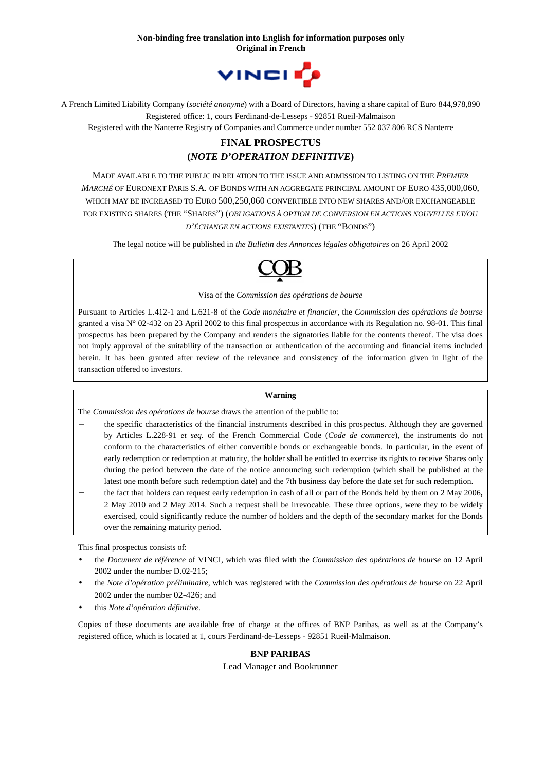**Non-binding free translation into English for information purposes only**
**Original in French**

A French Limited Liability Company (*société anonyme*) with a Board of Directors, having a share capital of Euro 844,978,890
Registered office: 1, cours Ferdinand-de-Lesseps - 92851 Rueil-Malmaison
Registered with the Nanterre Registry of Companies and Commerce under number 552 037 806 RCS Nanterre

# FINAL PROSPECTUS
# (*NOTE D'OPERATION DEFINITIVE*)

MADE AVAILABLE TO THE PUBLIC IN RELATION TO THE ISSUE AND ADMISSION TO LISTING ON THE *PREMIER MARCHÉ* OF EURONEXT PARIS S.A. OF BONDS WITH AN AGGREGATE PRINCIPAL AMOUNT OF EURO 435,000,060, WHICH MAY BE INCREASED TO EURO 500,250,060 CONVERTIBLE INTO NEW SHARES AND/OR EXCHANGEABLE FOR EXISTING SHARES (THE "SHARES") (*OBLIGATIONS À OPTION DE CONVERSION EN ACTIONS NOUVELLES ET/OU D'ÉCHANGE EN ACTIONS EXISTANTES*) (THE "BONDS")

The legal notice will be published in *the Bulletin des Annonces légales obligatoires* on 26 April 2002

COB

Visa of the *Commission des opérations de bourse*

Pursuant to Articles L.412-1 and L.621-8 of the *Code monétaire et financier*, the *Commission des opérations de bourse* granted a visa N° 02-432 on 23 April 2002 to this final prospectus in accordance with its Regulation no. 98-01. This final prospectus has been prepared by the Company and renders the signatories liable for the contents thereof. The visa does not imply approval of the suitability of the transaction or authentication of the accounting and financial items included herein. It has been granted after review of the relevance and consistency of the information given in light of the transaction offered to investors.

**Warning**

The *Commission des opérations de bourse* draws the attention of the public to:

- the specific characteristics of the financial instruments described in this prospectus. Although they are governed by Articles L.228-91 *et seq.* of the French Commercial Code (*Code de commerce*), the instruments do not conform to the characteristics of either convertible bonds or exchangeable bonds. In particular, in the event of early redemption or redemption at maturity, the holder shall be entitled to exercise its rights to receive Shares only during the period between the date of the notice announcing such redemption (which shall be published at the latest one month before such redemption date) and the 7th business day before the date set for such redemption.
- the fact that holders can request early redemption in cash of all or part of the Bonds held by them on 2 May 2006, 2 May 2010 and 2 May 2014. Such a request shall be irrevocable. These three options, were they to be widely exercised, could significantly reduce the number of holders and the depth of the secondary market for the Bonds over the remaining maturity period.

This final prospectus consists of:

- the *Document de référence* of VINCI, which was filed with the *Commission des opérations de bourse* on 12 April 2002 under the number D.02-215;
- the *Note d'opération préliminaire,* which was registered with the *Commission des opérations de bourse* on 22 April 2002 under the number 02-426; and
- this *Note d'opération définitive*.

Copies of these documents are available free of charge at the offices of BNP Paribas, as well as at the Company's registered office, which is located at 1, cours Ferdinand-de-Lesseps - 92851 Rueil-Malmaison.

**BNP PARIBAS**
Lead Manager and Bookrunner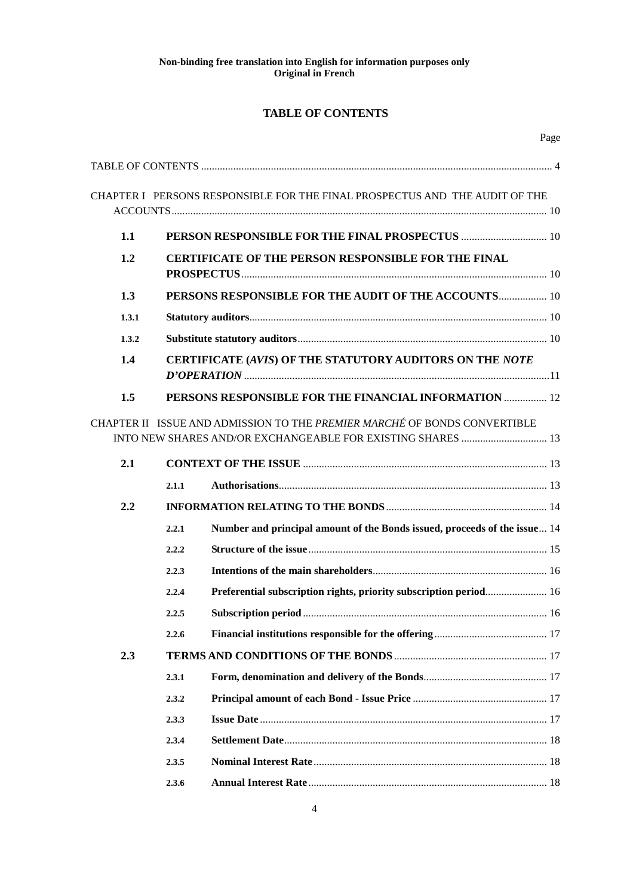**Non-binding free translation into English for information purposes only**
**Original in French**

# TABLE OF CONTENTS

Page

TABLE OF CONTENTS ... 4

CHAPTER I PERSONS RESPONSIBLE FOR THE FINAL PROSPECTUS AND THE AUDIT OF THE ACCOUNTS ... 10

- **1.1 PERSON RESPONSIBLE FOR THE FINAL PROSPECTUS** ... 10
- **1.2 CERTIFICATE OF THE PERSON RESPONSIBLE FOR THE FINAL PROSPECTUS** ... 10
- **1.3 PERSONS RESPONSIBLE FOR THE AUDIT OF THE ACCOUNTS** ... 10
  - **1.3.1 Statutory auditors** ... 10
  - **1.3.2 Substitute statutory auditors** ... 10
- **1.4 CERTIFICATE (*AVIS*) OF THE STATUTORY AUDITORS ON THE *NOTE D'OPERATION*** ... 11
- **1.5 PERSONS RESPONSIBLE FOR THE FINANCIAL INFORMATION** ... 12

CHAPTER II ISSUE AND ADMISSION TO THE *PREMIER MARCHÉ* OF BONDS CONVERTIBLE INTO NEW SHARES AND/OR EXCHANGEABLE FOR EXISTING SHARES ... 13

- **2.1 CONTEXT OF THE ISSUE** ... 13
  - **2.1.1 Authorisations** ... 13
- **2.2 INFORMATION RELATING TO THE BONDS** ... 14
  - **2.2.1 Number and principal amount of the Bonds issued, proceeds of the issue** ... 14
  - **2.2.2 Structure of the issue** ... 15
  - **2.2.3 Intentions of the main shareholders** ... 16
  - **2.2.4 Preferential subscription rights, priority subscription period** ... 16
  - **2.2.5 Subscription period** ... 16
  - **2.2.6 Financial institutions responsible for the offering** ... 17
- **2.3 TERMS AND CONDITIONS OF THE BONDS** ... 17
  - **2.3.1 Form, denomination and delivery of the Bonds** ... 17
  - **2.3.2 Principal amount of each Bond - Issue Price** ... 17
  - **2.3.3 Issue Date** ... 17
  - **2.3.4 Settlement Date** ... 18
  - **2.3.5 Nominal Interest Rate** ... 18
  - **2.3.6 Annual Interest Rate** ... 18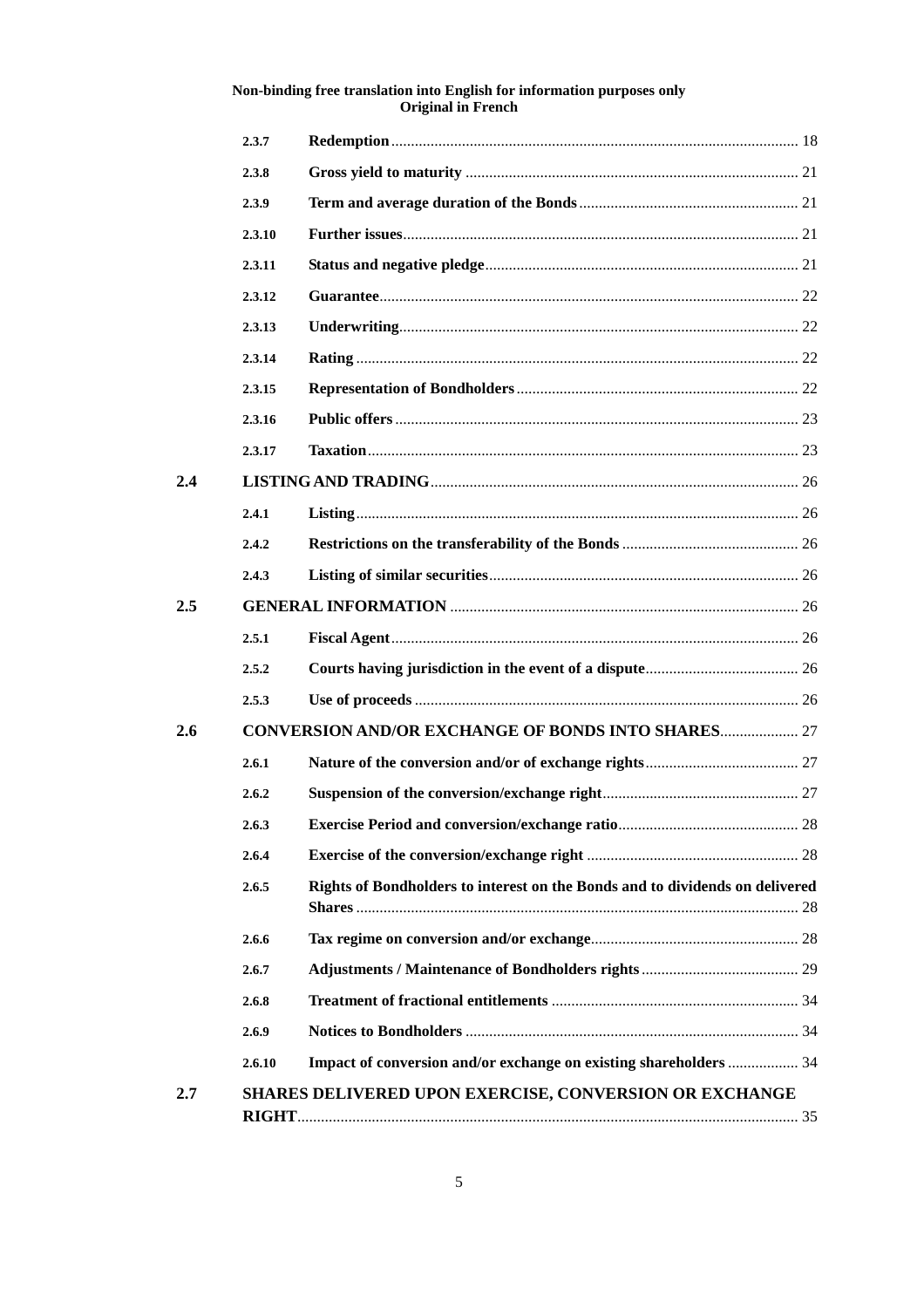| | | | |
|---|---|---|---|
| | **2.3.7** | **Redemption** | 18 |
| | **2.3.8** | **Gross yield to maturity** | 21 |
| | **2.3.9** | **Term and average duration of the Bonds** | 21 |
| | **2.3.10** | **Further issues** | 21 |
| | **2.3.11** | **Status and negative pledge** | 21 |
| | **2.3.12** | **Guarantee** | 22 |
| | **2.3.13** | **Underwriting** | 22 |
| | **2.3.14** | **Rating** | 22 |
| | **2.3.15** | **Representation of Bondholders** | 22 |
| | **2.3.16** | **Public offers** | 23 |
| | **2.3.17** | **Taxation** | 23 |
| **2.4** | **LISTING AND TRADING** | | 26 |
| | **2.4.1** | **Listing** | 26 |
| | **2.4.2** | **Restrictions on the transferability of the Bonds** | 26 |
| | **2.4.3** | **Listing of similar securities** | 26 |
| **2.5** | **GENERAL INFORMATION** | | 26 |
| | **2.5.1** | **Fiscal Agent** | 26 |
| | **2.5.2** | **Courts having jurisdiction in the event of a dispute** | 26 |
| | **2.5.3** | **Use of proceeds** | 26 |
| **2.6** | **CONVERSION AND/OR EXCHANGE OF BONDS INTO SHARES** | | 27 |
| | **2.6.1** | **Nature of the conversion and/or of exchange rights** | 27 |
| | **2.6.2** | **Suspension of the conversion/exchange right** | 27 |
| | **2.6.3** | **Exercise Period and conversion/exchange ratio** | 28 |
| | **2.6.4** | **Exercise of the conversion/exchange right** | 28 |
| | **2.6.5** | **Rights of Bondholders to interest on the Bonds and to dividends on delivered Shares** | 28 |
| | **2.6.6** | **Tax regime on conversion and/or exchange** | 28 |
| | **2.6.7** | **Adjustments / Maintenance of Bondholders rights** | 29 |
| | **2.6.8** | **Treatment of fractional entitlements** | 34 |
| | **2.6.9** | **Notices to Bondholders** | 34 |
| | **2.6.10** | **Impact of conversion and/or exchange on existing shareholders** | 34 |
| **2.7** | **SHARES DELIVERED UPON EXERCISE, CONVERSION OR EXCHANGE RIGHT** | | 35 |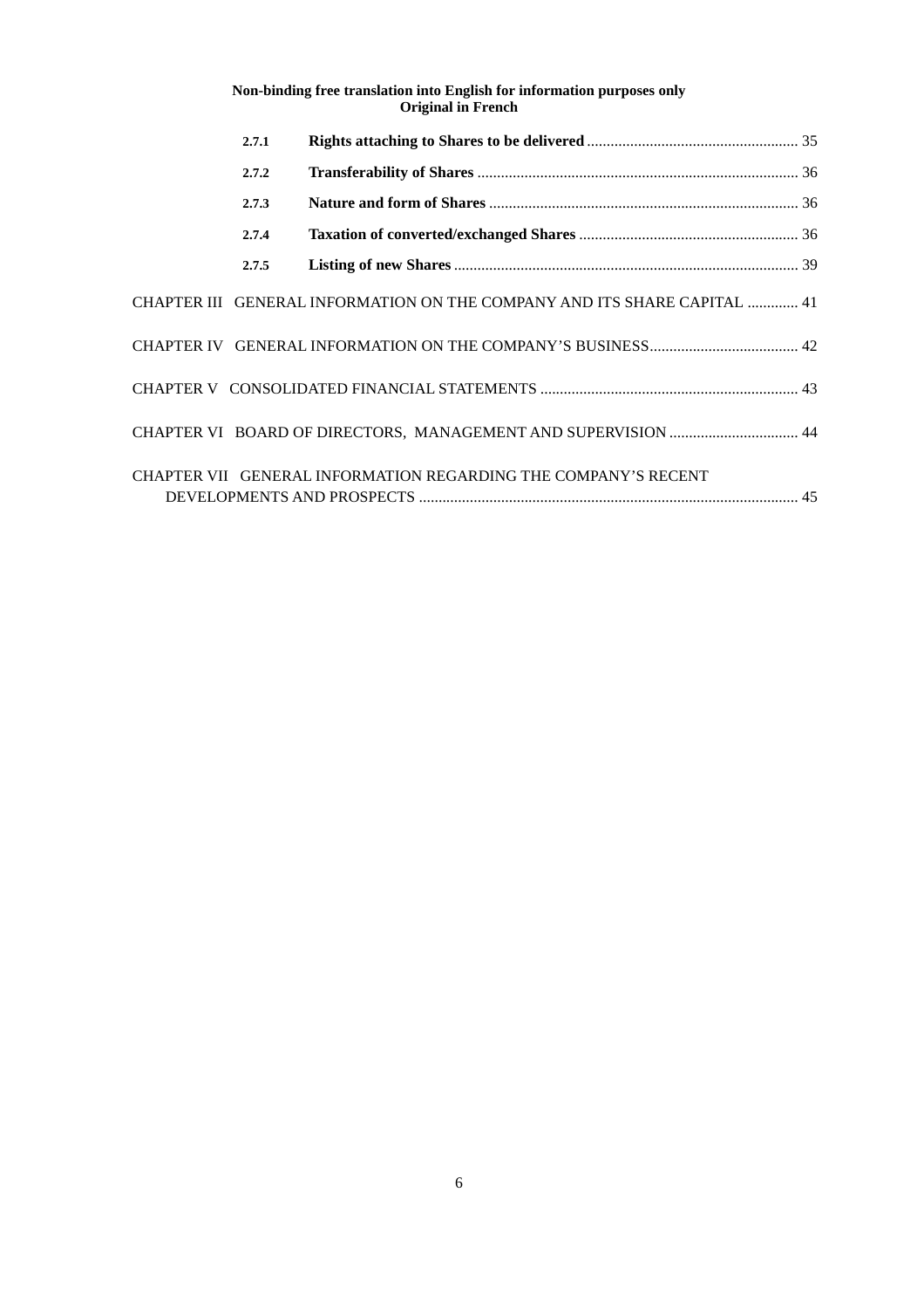**Non-binding free translation into English for information purposes only**
**Original in French**

- **2.7.1** **Rights attaching to Shares to be delivered** ..... 35
- **2.7.2** **Transferability of Shares** ..... 36
- **2.7.3** **Nature and form of Shares** ..... 36
- **2.7.4** **Taxation of converted/exchanged Shares** ..... 36
- **2.7.5** **Listing of new Shares** ..... 39

CHAPTER III GENERAL INFORMATION ON THE COMPANY AND ITS SHARE CAPITAL ..... 41

CHAPTER IV GENERAL INFORMATION ON THE COMPANY'S BUSINESS ..... 42

CHAPTER V CONSOLIDATED FINANCIAL STATEMENTS ..... 43

CHAPTER VI BOARD OF DIRECTORS, MANAGEMENT AND SUPERVISION ..... 44

CHAPTER VII GENERAL INFORMATION REGARDING THE COMPANY'S RECENT DEVELOPMENTS AND PROSPECTS ..... 45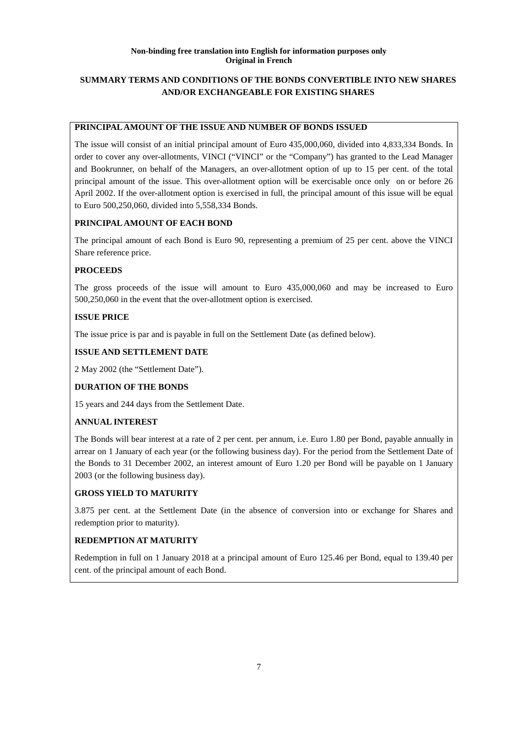**Non-binding free translation into English for information purposes only**
**Original in French**

# SUMMARY TERMS AND CONDITIONS OF THE BONDS CONVERTIBLE INTO NEW SHARES AND/OR EXCHANGEABLE FOR EXISTING SHARES

**PRINCIPAL AMOUNT OF THE ISSUE AND NUMBER OF BONDS ISSUED**

The issue will consist of an initial principal amount of Euro 435,000,060, divided into 4,833,334 Bonds. In order to cover any over-allotments, VINCI ("VINCI" or the "Company") has granted to the Lead Manager and Bookrunner, on behalf of the Managers, an over-allotment option of up to 15 per cent. of the total principal amount of the issue. This over-allotment option will be exercisable once only on or before 26 April 2002. If the over-allotment option is exercised in full, the principal amount of this issue will be equal to Euro 500,250,060, divided into 5,558,334 Bonds.

**PRINCIPAL AMOUNT OF EACH BOND**

The principal amount of each Bond is Euro 90, representing a premium of 25 per cent. above the VINCI Share reference price.

**PROCEEDS**

The gross proceeds of the issue will amount to Euro 435,000,060 and may be increased to Euro 500,250,060 in the event that the over-allotment option is exercised.

**ISSUE PRICE**

The issue price is par and is payable in full on the Settlement Date (as defined below).

**ISSUE AND SETTLEMENT DATE**

2 May 2002 (the "Settlement Date").

**DURATION OF THE BONDS**

15 years and 244 days from the Settlement Date.

**ANNUAL INTEREST**

The Bonds will bear interest at a rate of 2 per cent. per annum, i.e. Euro 1.80 per Bond, payable annually in arrear on 1 January of each year (or the following business day). For the period from the Settlement Date of the Bonds to 31 December 2002, an interest amount of Euro 1.20 per Bond will be payable on 1 January 2003 (or the following business day).

**GROSS YIELD TO MATURITY**

3.875 per cent. at the Settlement Date (in the absence of conversion into or exchange for Shares and redemption prior to maturity).

**REDEMPTION AT MATURITY**

Redemption in full on 1 January 2018 at a principal amount of Euro 125.46 per Bond, equal to 139.40 per cent. of the principal amount of each Bond.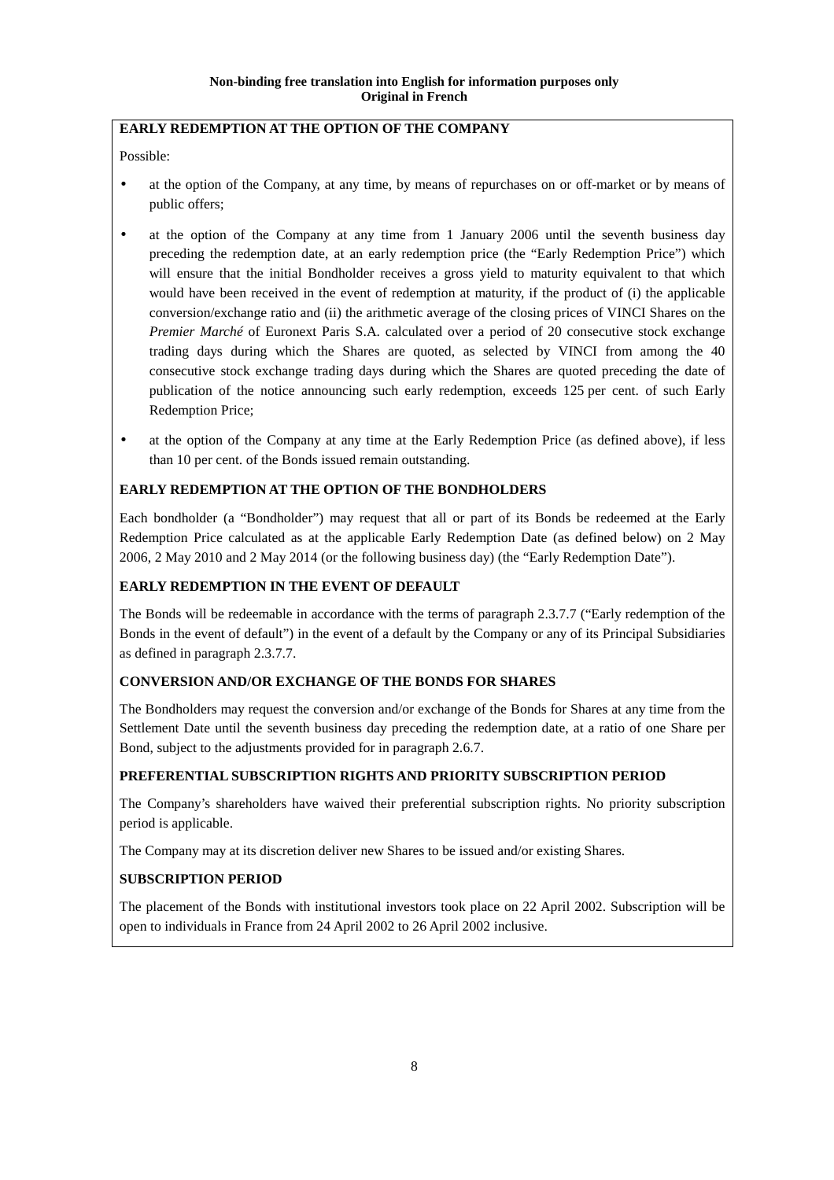**Non-binding free translation into English for information purposes only**
**Original in French**

**EARLY REDEMPTION AT THE OPTION OF THE COMPANY**

Possible:

- at the option of the Company, at any time, by means of repurchases on or off-market or by means of public offers;
- at the option of the Company at any time from 1 January 2006 until the seventh business day preceding the redemption date, at an early redemption price (the "Early Redemption Price") which will ensure that the initial Bondholder receives a gross yield to maturity equivalent to that which would have been received in the event of redemption at maturity, if the product of (i) the applicable conversion/exchange ratio and (ii) the arithmetic average of the closing prices of VINCI Shares on the *Premier Marché* of Euronext Paris S.A. calculated over a period of 20 consecutive stock exchange trading days during which the Shares are quoted, as selected by VINCI from among the 40 consecutive stock exchange trading days during which the Shares are quoted preceding the date of publication of the notice announcing such early redemption, exceeds 125 per cent. of such Early Redemption Price;
- at the option of the Company at any time at the Early Redemption Price (as defined above), if less than 10 per cent. of the Bonds issued remain outstanding.

**EARLY REDEMPTION AT THE OPTION OF THE BONDHOLDERS**

Each bondholder (a "Bondholder") may request that all or part of its Bonds be redeemed at the Early Redemption Price calculated as at the applicable Early Redemption Date (as defined below) on 2 May 2006, 2 May 2010 and 2 May 2014 (or the following business day) (the "Early Redemption Date").

**EARLY REDEMPTION IN THE EVENT OF DEFAULT**

The Bonds will be redeemable in accordance with the terms of paragraph 2.3.7.7 ("Early redemption of the Bonds in the event of default") in the event of a default by the Company or any of its Principal Subsidiaries as defined in paragraph 2.3.7.7.

**CONVERSION AND/OR EXCHANGE OF THE BONDS FOR SHARES**

The Bondholders may request the conversion and/or exchange of the Bonds for Shares at any time from the Settlement Date until the seventh business day preceding the redemption date, at a ratio of one Share per Bond, subject to the adjustments provided for in paragraph 2.6.7.

**PREFERENTIAL SUBSCRIPTION RIGHTS AND PRIORITY SUBSCRIPTION PERIOD**

The Company's shareholders have waived their preferential subscription rights. No priority subscription period is applicable.

The Company may at its discretion deliver new Shares to be issued and/or existing Shares.

**SUBSCRIPTION PERIOD**

The placement of the Bonds with institutional investors took place on 22 April 2002. Subscription will be open to individuals in France from 24 April 2002 to 26 April 2002 inclusive.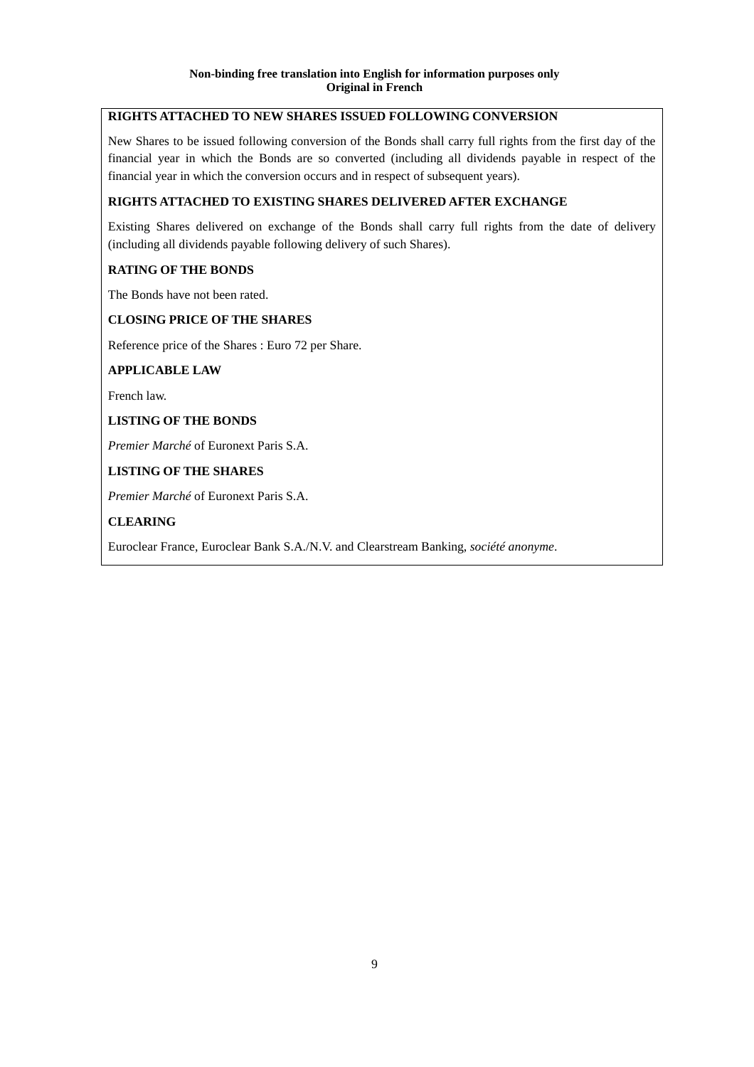**Non-binding free translation into English for information purposes only**
**Original in French**

**RIGHTS ATTACHED TO NEW SHARES ISSUED FOLLOWING CONVERSION**

New Shares to be issued following conversion of the Bonds shall carry full rights from the first day of the financial year in which the Bonds are so converted (including all dividends payable in respect of the financial year in which the conversion occurs and in respect of subsequent years).

**RIGHTS ATTACHED TO EXISTING SHARES DELIVERED AFTER EXCHANGE**

Existing Shares delivered on exchange of the Bonds shall carry full rights from the date of delivery (including all dividends payable following delivery of such Shares).

**RATING OF THE BONDS**

The Bonds have not been rated.

**CLOSING PRICE OF THE SHARES**

Reference price of the Shares : Euro 72 per Share.

**APPLICABLE LAW**

French law.

**LISTING OF THE BONDS**

*Premier Marché* of Euronext Paris S.A.

**LISTING OF THE SHARES**

*Premier Marché* of Euronext Paris S.A.

**CLEARING**

Euroclear France, Euroclear Bank S.A./N.V. and Clearstream Banking, *société anonyme*.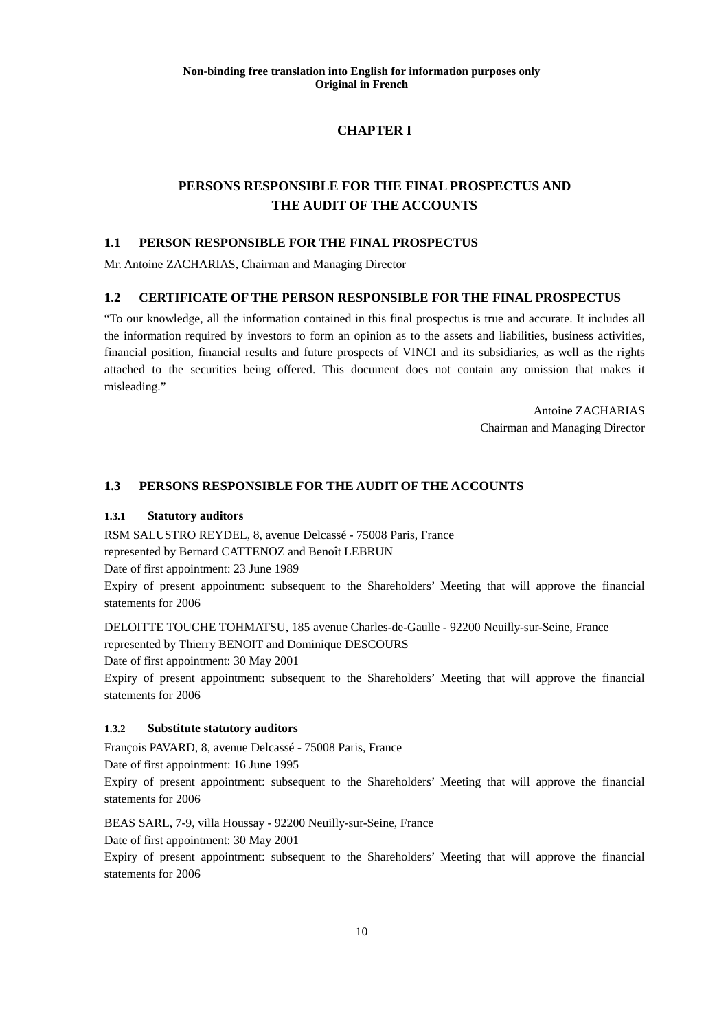**Non-binding free translation into English for information purposes only**
**Original in French**

# CHAPTER I

# PERSONS RESPONSIBLE FOR THE FINAL PROSPECTUS AND THE AUDIT OF THE ACCOUNTS

## 1.1 PERSON RESPONSIBLE FOR THE FINAL PROSPECTUS

Mr. Antoine ZACHARIAS, Chairman and Managing Director

## 1.2 CERTIFICATE OF THE PERSON RESPONSIBLE FOR THE FINAL PROSPECTUS

"To our knowledge, all the information contained in this final prospectus is true and accurate. It includes all the information required by investors to form an opinion as to the assets and liabilities, business activities, financial position, financial results and future prospects of VINCI and its subsidiaries, as well as the rights attached to the securities being offered. This document does not contain any omission that makes it misleading."

Antoine ZACHARIAS
Chairman and Managing Director

## 1.3 PERSONS RESPONSIBLE FOR THE AUDIT OF THE ACCOUNTS

### 1.3.1 Statutory auditors

RSM SALUSTRO REYDEL, 8, avenue Delcassé - 75008 Paris, France
represented by Bernard CATTENOZ and Benoît LEBRUN
Date of first appointment: 23 June 1989
Expiry of present appointment: subsequent to the Shareholders' Meeting that will approve the financial statements for 2006

DELOITTE TOUCHE TOHMATSU, 185 avenue Charles-de-Gaulle - 92200 Neuilly-sur-Seine, France
represented by Thierry BENOIT and Dominique DESCOURS
Date of first appointment: 30 May 2001
Expiry of present appointment: subsequent to the Shareholders' Meeting that will approve the financial statements for 2006

### 1.3.2 Substitute statutory auditors

François PAVARD, 8, avenue Delcassé - 75008 Paris, France
Date of first appointment: 16 June 1995
Expiry of present appointment: subsequent to the Shareholders' Meeting that will approve the financial statements for 2006

BEAS SARL, 7-9, villa Houssay - 92200 Neuilly-sur-Seine, France
Date of first appointment: 30 May 2001
Expiry of present appointment: subsequent to the Shareholders' Meeting that will approve the financial statements for 2006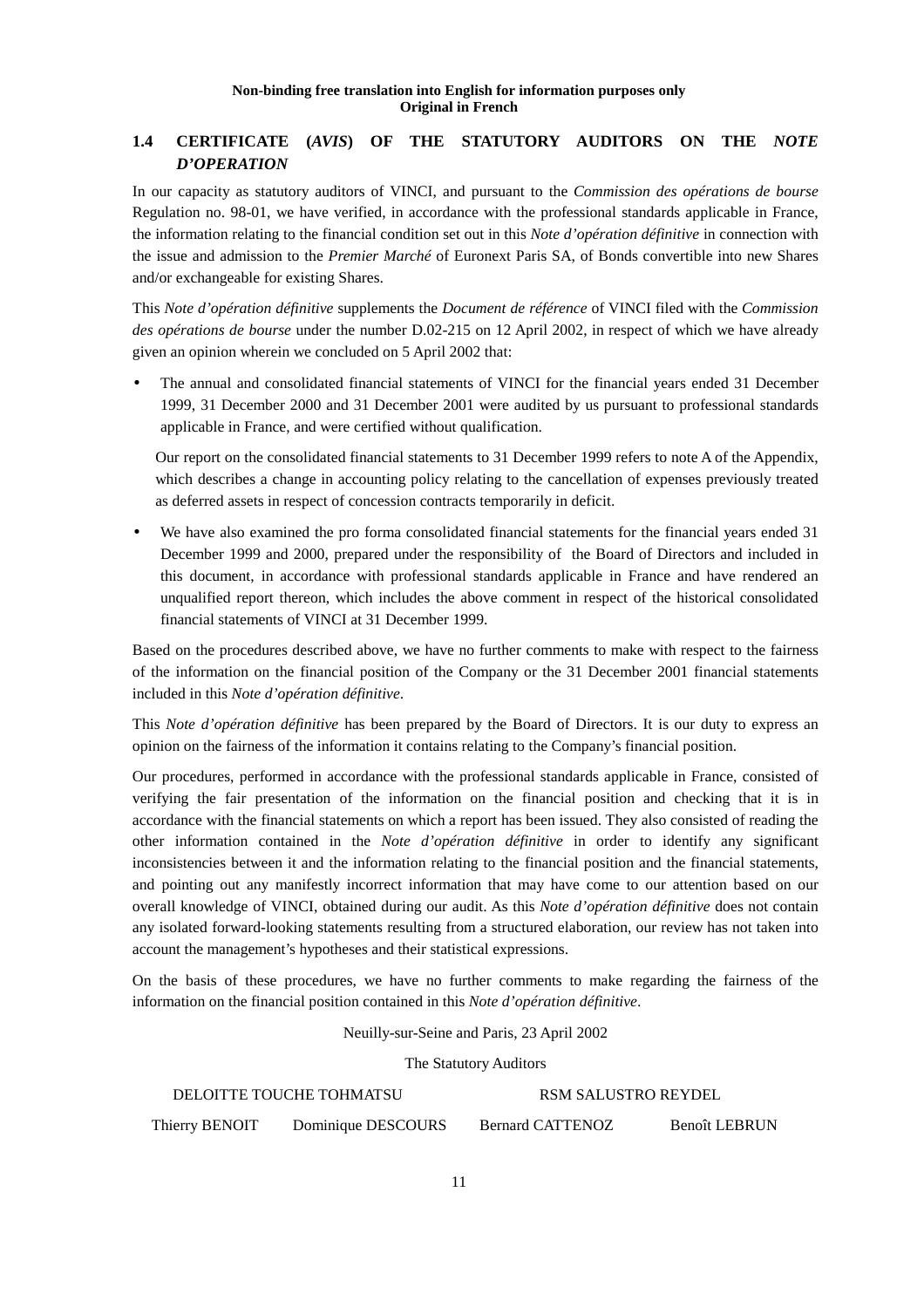**Non-binding free translation into English for information purposes only**
**Original in French**

## 1.4 CERTIFICATE (*AVIS*) OF THE STATUTORY AUDITORS ON THE *NOTE D'OPERATION*

In our capacity as statutory auditors of VINCI, and pursuant to the *Commission des opérations de bourse* Regulation no. 98-01, we have verified, in accordance with the professional standards applicable in France, the information relating to the financial condition set out in this *Note d'opération définitive* in connection with the issue and admission to the *Premier Marché* of Euronext Paris SA, of Bonds convertible into new Shares and/or exchangeable for existing Shares.

This *Note d'opération définitive* supplements the *Document de référence* of VINCI filed with the *Commission des opérations de bourse* under the number D.02-215 on 12 April 2002, in respect of which we have already given an opinion wherein we concluded on 5 April 2002 that:

- The annual and consolidated financial statements of VINCI for the financial years ended 31 December 1999, 31 December 2000 and 31 December 2001 were audited by us pursuant to professional standards applicable in France, and were certified without qualification.

  Our report on the consolidated financial statements to 31 December 1999 refers to note A of the Appendix, which describes a change in accounting policy relating to the cancellation of expenses previously treated as deferred assets in respect of concession contracts temporarily in deficit.

- We have also examined the pro forma consolidated financial statements for the financial years ended 31 December 1999 and 2000, prepared under the responsibility of the Board of Directors and included in this document, in accordance with professional standards applicable in France and have rendered an unqualified report thereon, which includes the above comment in respect of the historical consolidated financial statements of VINCI at 31 December 1999.

Based on the procedures described above, we have no further comments to make with respect to the fairness of the information on the financial position of the Company or the 31 December 2001 financial statements included in this *Note d'opération définitive*.

This *Note d'opération définitive* has been prepared by the Board of Directors. It is our duty to express an opinion on the fairness of the information it contains relating to the Company's financial position.

Our procedures, performed in accordance with the professional standards applicable in France, consisted of verifying the fair presentation of the information on the financial position and checking that it is in accordance with the financial statements on which a report has been issued. They also consisted of reading the other information contained in the *Note d'opération définitive* in order to identify any significant inconsistencies between it and the information relating to the financial position and the financial statements, and pointing out any manifestly incorrect information that may have come to our attention based on our overall knowledge of VINCI, obtained during our audit. As this *Note d'opération définitive* does not contain any isolated forward-looking statements resulting from a structured elaboration, our review has not taken into account the management's hypotheses and their statistical expressions.

On the basis of these procedures, we have no further comments to make regarding the fairness of the information on the financial position contained in this *Note d'opération définitive*.

Neuilly-sur-Seine and Paris, 23 April 2002

The Statutory Auditors

| DELOITTE TOUCHE TOHMATSU | | RSM SALUSTRO REYDEL | |
|---|---|---|---|
| Thierry BENOIT | Dominique DESCOURS | Bernard CATTENOZ | Benoît LEBRUN |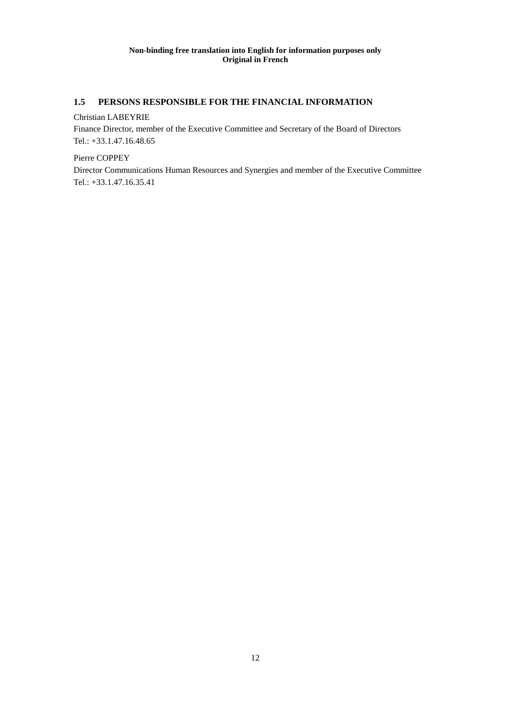**Non-binding free translation into English for information purposes only**
**Original in French**

## 1.5 PERSONS RESPONSIBLE FOR THE FINANCIAL INFORMATION

Christian LABEYRIE
Finance Director, member of the Executive Committee and Secretary of the Board of Directors
Tel.: +33.1.47.16.48.65

Pierre COPPEY
Director Communications Human Resources and Synergies and member of the Executive Committee
Tel.: +33.1.47.16.35.41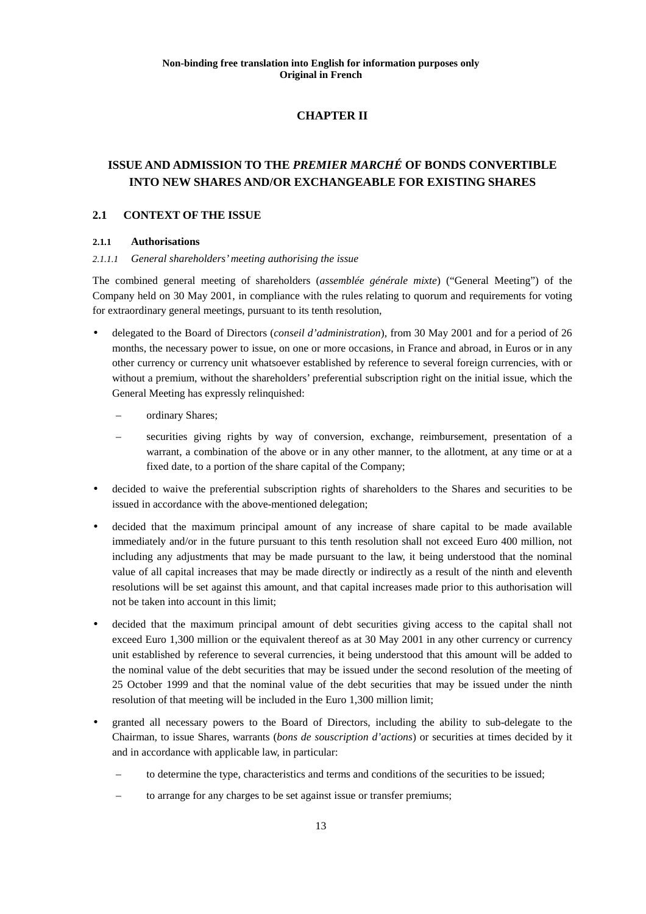**Non-binding free translation into English for information purposes only**
**Original in French**

# CHAPTER II

# ISSUE AND ADMISSION TO THE *PREMIER MARCHÉ* OF BONDS CONVERTIBLE INTO NEW SHARES AND/OR EXCHANGEABLE FOR EXISTING SHARES

## 2.1 CONTEXT OF THE ISSUE

### 2.1.1 Authorisations

#### *2.1.1.1 General shareholders' meeting authorising the issue*

The combined general meeting of shareholders (*assemblée générale mixte*) ("General Meeting") of the Company held on 30 May 2001, in compliance with the rules relating to quorum and requirements for voting for extraordinary general meetings, pursuant to its tenth resolution,

- delegated to the Board of Directors (*conseil d'administration*), from 30 May 2001 and for a period of 26 months, the necessary power to issue, on one or more occasions, in France and abroad, in Euros or in any other currency or currency unit whatsoever established by reference to several foreign currencies, with or without a premium, without the shareholders' preferential subscription right on the initial issue, which the General Meeting has expressly relinquished:
  - ordinary Shares;
  - securities giving rights by way of conversion, exchange, reimbursement, presentation of a warrant, a combination of the above or in any other manner, to the allotment, at any time or at a fixed date, to a portion of the share capital of the Company;
- decided to waive the preferential subscription rights of shareholders to the Shares and securities to be issued in accordance with the above-mentioned delegation;
- decided that the maximum principal amount of any increase of share capital to be made available immediately and/or in the future pursuant to this tenth resolution shall not exceed Euro 400 million, not including any adjustments that may be made pursuant to the law, it being understood that the nominal value of all capital increases that may be made directly or indirectly as a result of the ninth and eleventh resolutions will be set against this amount, and that capital increases made prior to this authorisation will not be taken into account in this limit;
- decided that the maximum principal amount of debt securities giving access to the capital shall not exceed Euro 1,300 million or the equivalent thereof as at 30 May 2001 in any other currency or currency unit established by reference to several currencies, it being understood that this amount will be added to the nominal value of the debt securities that may be issued under the second resolution of the meeting of 25 October 1999 and that the nominal value of the debt securities that may be issued under the ninth resolution of that meeting will be included in the Euro 1,300 million limit;
- granted all necessary powers to the Board of Directors, including the ability to sub-delegate to the Chairman, to issue Shares, warrants (*bons de souscription d'actions*) or securities at times decided by it and in accordance with applicable law, in particular:
  - to determine the type, characteristics and terms and conditions of the securities to be issued;
  - to arrange for any charges to be set against issue or transfer premiums;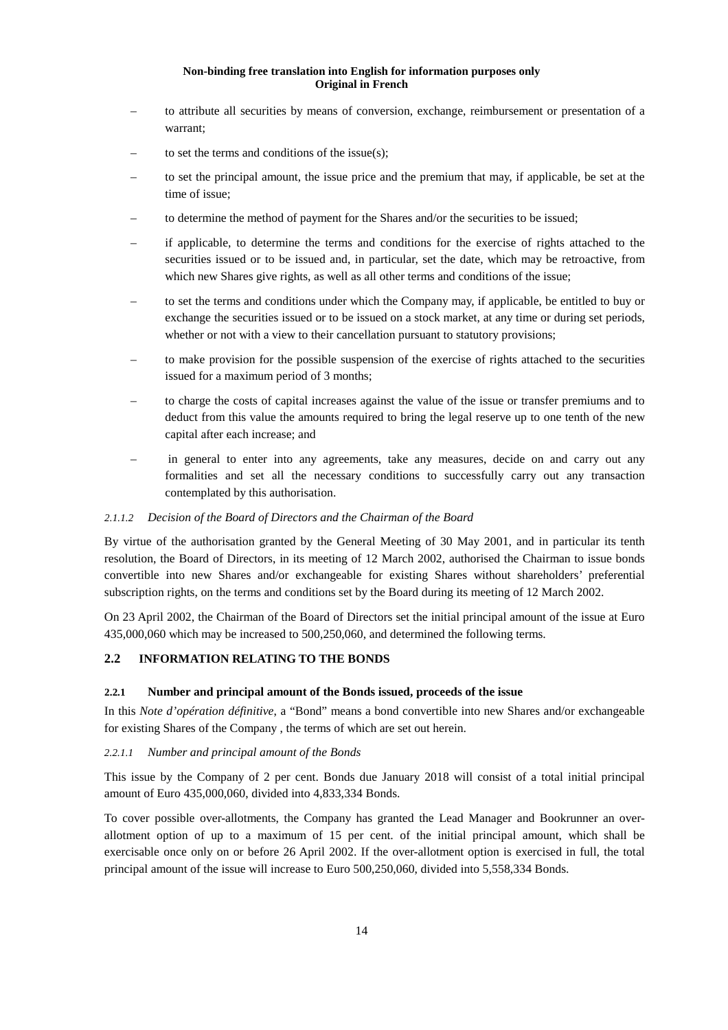**Non-binding free translation into English for information purposes only**
**Original in French**

- to attribute all securities by means of conversion, exchange, reimbursement or presentation of a warrant;
- to set the terms and conditions of the issue(s);
- to set the principal amount, the issue price and the premium that may, if applicable, be set at the time of issue;
- to determine the method of payment for the Shares and/or the securities to be issued;
- if applicable, to determine the terms and conditions for the exercise of rights attached to the securities issued or to be issued and, in particular, set the date, which may be retroactive, from which new Shares give rights, as well as all other terms and conditions of the issue;
- to set the terms and conditions under which the Company may, if applicable, be entitled to buy or exchange the securities issued or to be issued on a stock market, at any time or during set periods, whether or not with a view to their cancellation pursuant to statutory provisions;
- to make provision for the possible suspension of the exercise of rights attached to the securities issued for a maximum period of 3 months;
- to charge the costs of capital increases against the value of the issue or transfer premiums and to deduct from this value the amounts required to bring the legal reserve up to one tenth of the new capital after each increase; and
- in general to enter into any agreements, take any measures, decide on and carry out any formalities and set all the necessary conditions to successfully carry out any transaction contemplated by this authorisation.

#### *2.1.1.2 Decision of the Board of Directors and the Chairman of the Board*

By virtue of the authorisation granted by the General Meeting of 30 May 2001, and in particular its tenth resolution, the Board of Directors, in its meeting of 12 March 2002, authorised the Chairman to issue bonds convertible into new Shares and/or exchangeable for existing Shares without shareholders' preferential subscription rights, on the terms and conditions set by the Board during its meeting of 12 March 2002.

On 23 April 2002, the Chairman of the Board of Directors set the initial principal amount of the issue at Euro 435,000,060 which may be increased to 500,250,060, and determined the following terms.

## 2.2 INFORMATION RELATING TO THE BONDS

### 2.2.1 Number and principal amount of the Bonds issued, proceeds of the issue

In this *Note d'opération définitive*, a "Bond" means a bond convertible into new Shares and/or exchangeable for existing Shares of the Company , the terms of which are set out herein.

#### *2.2.1.1 Number and principal amount of the Bonds*

This issue by the Company of 2 per cent. Bonds due January 2018 will consist of a total initial principal amount of Euro 435,000,060, divided into 4,833,334 Bonds.

To cover possible over-allotments, the Company has granted the Lead Manager and Bookrunner an over-allotment option of up to a maximum of 15 per cent. of the initial principal amount, which shall be exercisable once only on or before 26 April 2002. If the over-allotment option is exercised in full, the total principal amount of the issue will increase to Euro 500,250,060, divided into 5,558,334 Bonds.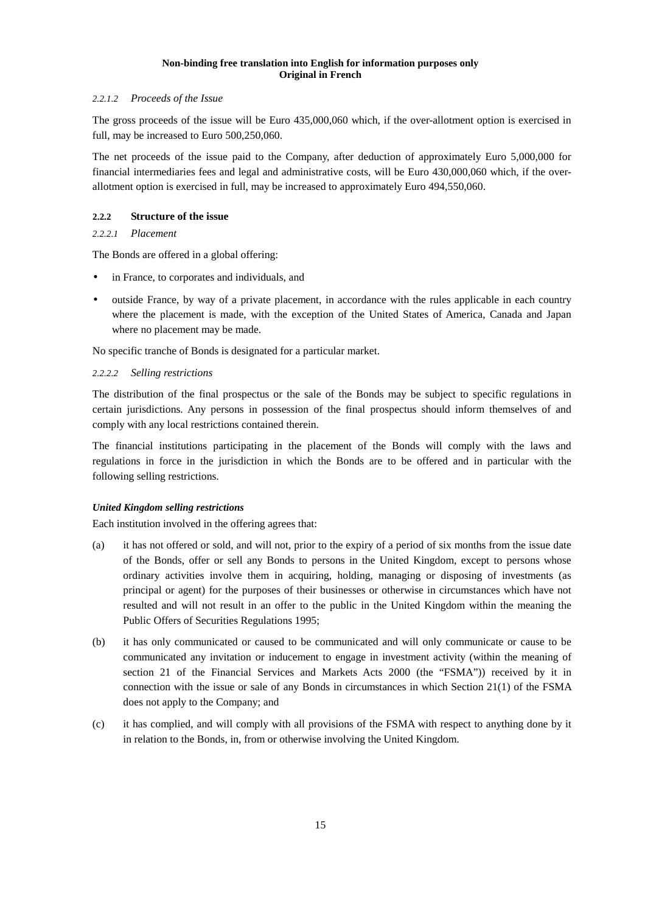**Non-binding free translation into English for information purposes only**
**Original in French**

*2.2.1.2 Proceeds of the Issue*

The gross proceeds of the issue will be Euro 435,000,060 which, if the over-allotment option is exercised in full, may be increased to Euro 500,250,060.

The net proceeds of the issue paid to the Company, after deduction of approximately Euro 5,000,000 for financial intermediaries fees and legal and administrative costs, will be Euro 430,000,060 which, if the over-allotment option is exercised in full, may be increased to approximately Euro 494,550,060.

### 2.2.2 Structure of the issue

*2.2.2.1 Placement*

The Bonds are offered in a global offering:

- in France, to corporates and individuals, and
- outside France, by way of a private placement, in accordance with the rules applicable in each country where the placement is made, with the exception of the United States of America, Canada and Japan where no placement may be made.

No specific tranche of Bonds is designated for a particular market.

*2.2.2.2 Selling restrictions*

The distribution of the final prospectus or the sale of the Bonds may be subject to specific regulations in certain jurisdictions. Any persons in possession of the final prospectus should inform themselves of and comply with any local restrictions contained therein.

The financial institutions participating in the placement of the Bonds will comply with the laws and regulations in force in the jurisdiction in which the Bonds are to be offered and in particular with the following selling restrictions.

***United Kingdom selling restrictions***

Each institution involved in the offering agrees that:

(a) it has not offered or sold, and will not, prior to the expiry of a period of six months from the issue date of the Bonds, offer or sell any Bonds to persons in the United Kingdom, except to persons whose ordinary activities involve them in acquiring, holding, managing or disposing of investments (as principal or agent) for the purposes of their businesses or otherwise in circumstances which have not resulted and will not result in an offer to the public in the United Kingdom within the meaning the Public Offers of Securities Regulations 1995;

(b) it has only communicated or caused to be communicated and will only communicate or cause to be communicated any invitation or inducement to engage in investment activity (within the meaning of section 21 of the Financial Services and Markets Acts 2000 (the "FSMA")) received by it in connection with the issue or sale of any Bonds in circumstances in which Section 21(1) of the FSMA does not apply to the Company; and

(c) it has complied, and will comply with all provisions of the FSMA with respect to anything done by it in relation to the Bonds, in, from or otherwise involving the United Kingdom.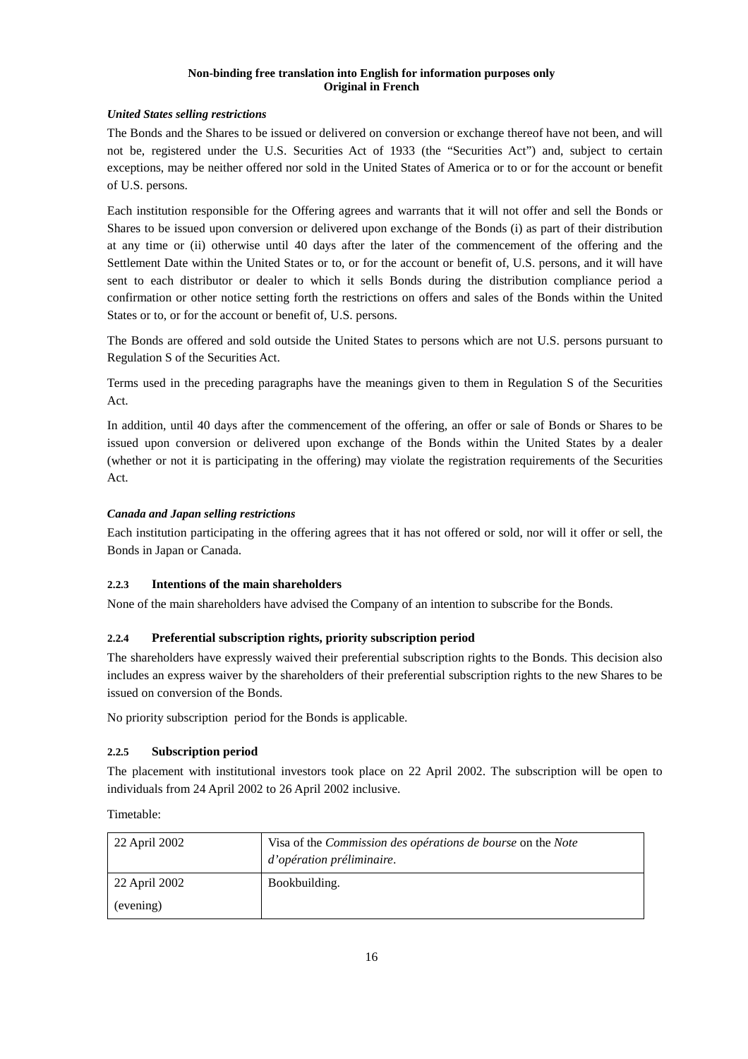**Non-binding free translation into English for information purposes only**
**Original in French**

***United States selling restrictions***

The Bonds and the Shares to be issued or delivered on conversion or exchange thereof have not been, and will not be, registered under the U.S. Securities Act of 1933 (the "Securities Act") and, subject to certain exceptions, may be neither offered nor sold in the United States of America or to or for the account or benefit of U.S. persons.

Each institution responsible for the Offering agrees and warrants that it will not offer and sell the Bonds or Shares to be issued upon conversion or delivered upon exchange of the Bonds (i) as part of their distribution at any time or (ii) otherwise until 40 days after the later of the commencement of the offering and the Settlement Date within the United States or to, or for the account or benefit of, U.S. persons, and it will have sent to each distributor or dealer to which it sells Bonds during the distribution compliance period a confirmation or other notice setting forth the restrictions on offers and sales of the Bonds within the United States or to, or for the account or benefit of, U.S. persons.

The Bonds are offered and sold outside the United States to persons which are not U.S. persons pursuant to Regulation S of the Securities Act.

Terms used in the preceding paragraphs have the meanings given to them in Regulation S of the Securities Act.

In addition, until 40 days after the commencement of the offering, an offer or sale of Bonds or Shares to be issued upon conversion or delivered upon exchange of the Bonds within the United States by a dealer (whether or not it is participating in the offering) may violate the registration requirements of the Securities Act.

***Canada and Japan selling restrictions***

Each institution participating in the offering agrees that it has not offered or sold, nor will it offer or sell, the Bonds in Japan or Canada.

#### 2.2.3 Intentions of the main shareholders

None of the main shareholders have advised the Company of an intention to subscribe for the Bonds.

#### 2.2.4 Preferential subscription rights, priority subscription period

The shareholders have expressly waived their preferential subscription rights to the Bonds. This decision also includes an express waiver by the shareholders of their preferential subscription rights to the new Shares to be issued on conversion of the Bonds.

No priority subscription period for the Bonds is applicable.

#### 2.2.5 Subscription period

The placement with institutional investors took place on 22 April 2002. The subscription will be open to individuals from 24 April 2002 to 26 April 2002 inclusive.

Timetable:

| | |
|---|---|
| 22 April 2002 | Visa of the *Commission des opérations de bourse* on the *Note d'opération préliminaire*. |
| 22 April 2002 (evening) | Bookbuilding. |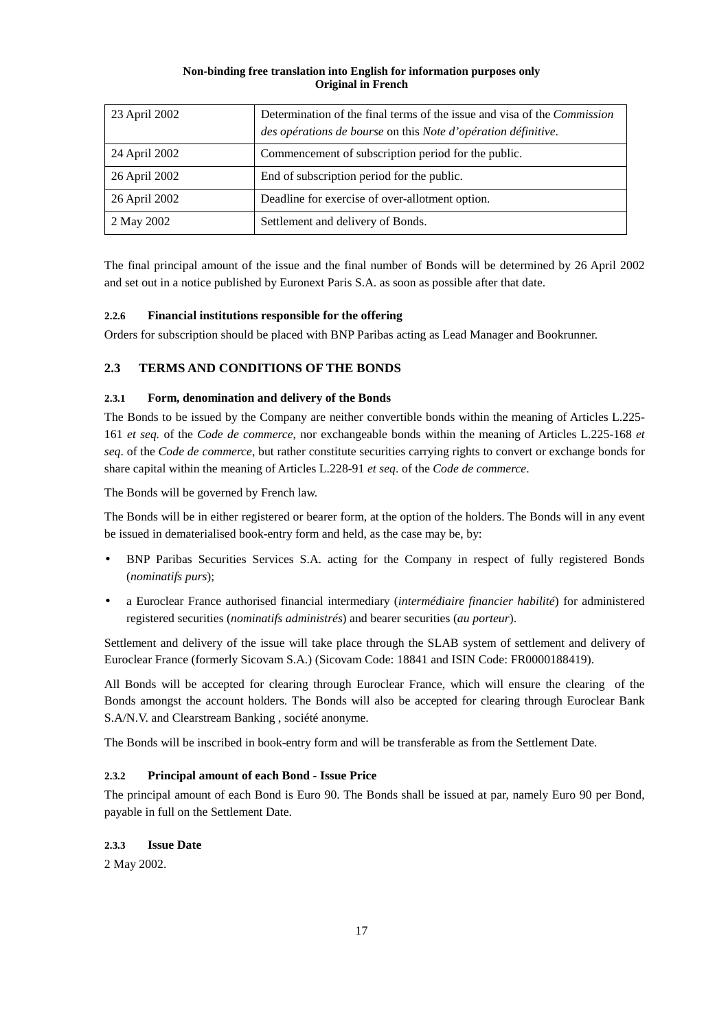**Non-binding free translation into English for information purposes only**
**Original in French**

| | |
|---|---|
| 23 April 2002 | Determination of the final terms of the issue and visa of the *Commission des opérations de bourse* on this *Note d'opération définitive*. |
| 24 April 2002 | Commencement of subscription period for the public. |
| 26 April 2002 | End of subscription period for the public. |
| 26 April 2002 | Deadline for exercise of over-allotment option. |
| 2 May 2002 | Settlement and delivery of Bonds. |

The final principal amount of the issue and the final number of Bonds will be determined by 26 April 2002 and set out in a notice published by Euronext Paris S.A. as soon as possible after that date.

#### 2.2.6 Financial institutions responsible for the offering

Orders for subscription should be placed with BNP Paribas acting as Lead Manager and Bookrunner.

### 2.3 TERMS AND CONDITIONS OF THE BONDS

#### 2.3.1 Form, denomination and delivery of the Bonds

The Bonds to be issued by the Company are neither convertible bonds within the meaning of Articles L.225-161 *et seq.* of the *Code de commerce*, nor exchangeable bonds within the meaning of Articles L.225-168 *et seq*. of the *Code de commerce*, but rather constitute securities carrying rights to convert or exchange bonds for share capital within the meaning of Articles L.228-91 *et seq*. of the *Code de commerce*.

The Bonds will be governed by French law.

The Bonds will be in either registered or bearer form, at the option of the holders. The Bonds will in any event be issued in dematerialised book-entry form and held, as the case may be, by:

- BNP Paribas Securities Services S.A. acting for the Company in respect of fully registered Bonds (*nominatifs purs*);
- a Euroclear France authorised financial intermediary (*intermédiaire financier habilité*) for administered registered securities (*nominatifs administrés*) and bearer securities (*au porteur*).

Settlement and delivery of the issue will take place through the SLAB system of settlement and delivery of Euroclear France (formerly Sicovam S.A.) (Sicovam Code: 18841 and ISIN Code: FR0000188419).

All Bonds will be accepted for clearing through Euroclear France, which will ensure the clearing of the Bonds amongst the account holders. The Bonds will also be accepted for clearing through Euroclear Bank S.A/N.V. and Clearstream Banking , société anonyme.

The Bonds will be inscribed in book-entry form and will be transferable as from the Settlement Date.

#### 2.3.2 Principal amount of each Bond - Issue Price

The principal amount of each Bond is Euro 90. The Bonds shall be issued at par, namely Euro 90 per Bond, payable in full on the Settlement Date.

#### 2.3.3 Issue Date

2 May 2002.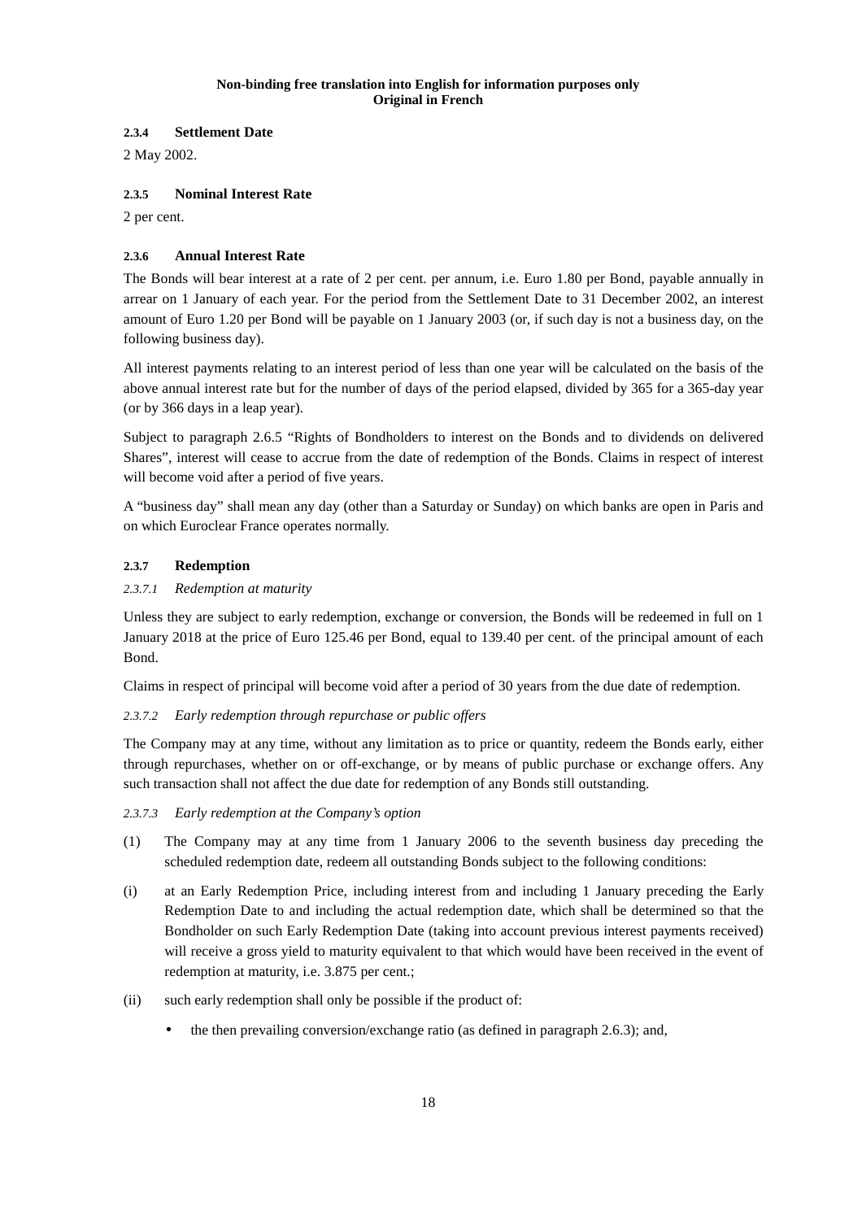**Non-binding free translation into English for information purposes only**
**Original in French**

#### 2.3.4 Settlement Date

2 May 2002.

#### 2.3.5 Nominal Interest Rate

2 per cent.

#### 2.3.6 Annual Interest Rate

The Bonds will bear interest at a rate of 2 per cent. per annum, i.e. Euro 1.80 per Bond, payable annually in arrear on 1 January of each year. For the period from the Settlement Date to 31 December 2002, an interest amount of Euro 1.20 per Bond will be payable on 1 January 2003 (or, if such day is not a business day, on the following business day).

All interest payments relating to an interest period of less than one year will be calculated on the basis of the above annual interest rate but for the number of days of the period elapsed, divided by 365 for a 365-day year (or by 366 days in a leap year).

Subject to paragraph 2.6.5 "Rights of Bondholders to interest on the Bonds and to dividends on delivered Shares", interest will cease to accrue from the date of redemption of the Bonds. Claims in respect of interest will become void after a period of five years.

A "business day" shall mean any day (other than a Saturday or Sunday) on which banks are open in Paris and on which Euroclear France operates normally.

#### 2.3.7 Redemption

*2.3.7.1 Redemption at maturity*

Unless they are subject to early redemption, exchange or conversion, the Bonds will be redeemed in full on 1 January 2018 at the price of Euro 125.46 per Bond, equal to 139.40 per cent. of the principal amount of each Bond.

Claims in respect of principal will become void after a period of 30 years from the due date of redemption.

*2.3.7.2 Early redemption through repurchase or public offers*

The Company may at any time, without any limitation as to price or quantity, redeem the Bonds early, either through repurchases, whether on or off-exchange, or by means of public purchase or exchange offers. Any such transaction shall not affect the due date for redemption of any Bonds still outstanding.

*2.3.7.3 Early redemption at the Company's option*

(1) The Company may at any time from 1 January 2006 to the seventh business day preceding the scheduled redemption date, redeem all outstanding Bonds subject to the following conditions:

(i) at an Early Redemption Price, including interest from and including 1 January preceding the Early Redemption Date to and including the actual redemption date, which shall be determined so that the Bondholder on such Early Redemption Date (taking into account previous interest payments received) will receive a gross yield to maturity equivalent to that which would have been received in the event of redemption at maturity, i.e. 3.875 per cent.;

(ii) such early redemption shall only be possible if the product of:

- the then prevailing conversion/exchange ratio (as defined in paragraph 2.6.3); and,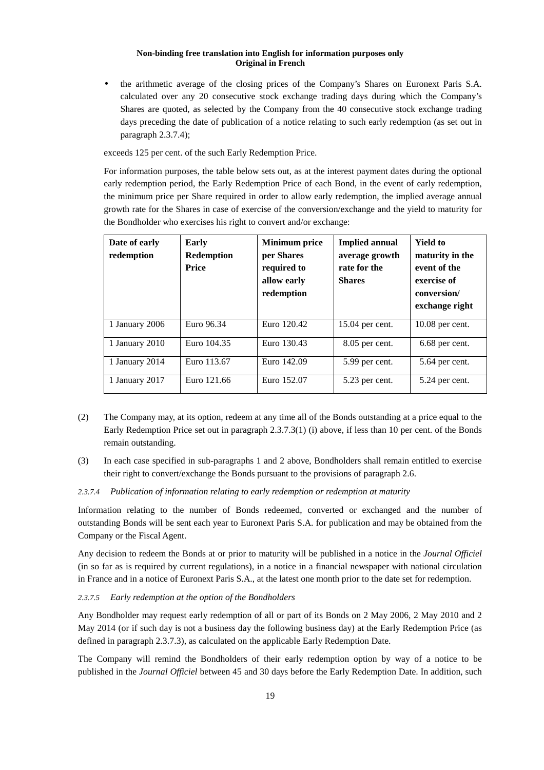**Non-binding free translation into English for information purposes only**
**Original in French**

- the arithmetic average of the closing prices of the Company's Shares on Euronext Paris S.A. calculated over any 20 consecutive stock exchange trading days during which the Company's Shares are quoted, as selected by the Company from the 40 consecutive stock exchange trading days preceding the date of publication of a notice relating to such early redemption (as set out in paragraph 2.3.7.4);

exceeds 125 per cent. of the such Early Redemption Price.

For information purposes, the table below sets out, as at the interest payment dates during the optional early redemption period, the Early Redemption Price of each Bond, in the event of early redemption, the minimum price per Share required in order to allow early redemption, the implied average annual growth rate for the Shares in case of exercise of the conversion/exchange and the yield to maturity for the Bondholder who exercises his right to convert and/or exchange:

| Date of early redemption | Early Redemption Price | Minimum price per Shares required to allow early redemption | Implied annual average growth rate for the Shares | Yield to maturity in the event of the exercise of conversion/ exchange right |
|---|---|---|---|---|
| 1 January 2006 | Euro 96.34 | Euro 120.42 | 15.04 per cent. | 10.08 per cent. |
| 1 January 2010 | Euro 104.35 | Euro 130.43 | 8.05 per cent. | 6.68 per cent. |
| 1 January 2014 | Euro 113.67 | Euro 142.09 | 5.99 per cent. | 5.64 per cent. |
| 1 January 2017 | Euro 121.66 | Euro 152.07 | 5.23 per cent. | 5.24 per cent. |

(2) The Company may, at its option, redeem at any time all of the Bonds outstanding at a price equal to the Early Redemption Price set out in paragraph 2.3.7.3(1) (i) above, if less than 10 per cent. of the Bonds remain outstanding.

(3) In each case specified in sub-paragraphs 1 and 2 above, Bondholders shall remain entitled to exercise their right to convert/exchange the Bonds pursuant to the provisions of paragraph 2.6.

*2.3.7.4 Publication of information relating to early redemption or redemption at maturity*

Information relating to the number of Bonds redeemed, converted or exchanged and the number of outstanding Bonds will be sent each year to Euronext Paris S.A. for publication and may be obtained from the Company or the Fiscal Agent.

Any decision to redeem the Bonds at or prior to maturity will be published in a notice in the *Journal Officiel* (in so far as is required by current regulations), in a notice in a financial newspaper with national circulation in France and in a notice of Euronext Paris S.A., at the latest one month prior to the date set for redemption.

*2.3.7.5 Early redemption at the option of the Bondholders*

Any Bondholder may request early redemption of all or part of its Bonds on 2 May 2006, 2 May 2010 and 2 May 2014 (or if such day is not a business day the following business day) at the Early Redemption Price (as defined in paragraph 2.3.7.3), as calculated on the applicable Early Redemption Date.

The Company will remind the Bondholders of their early redemption option by way of a notice to be published in the *Journal Officiel* between 45 and 30 days before the Early Redemption Date. In addition, such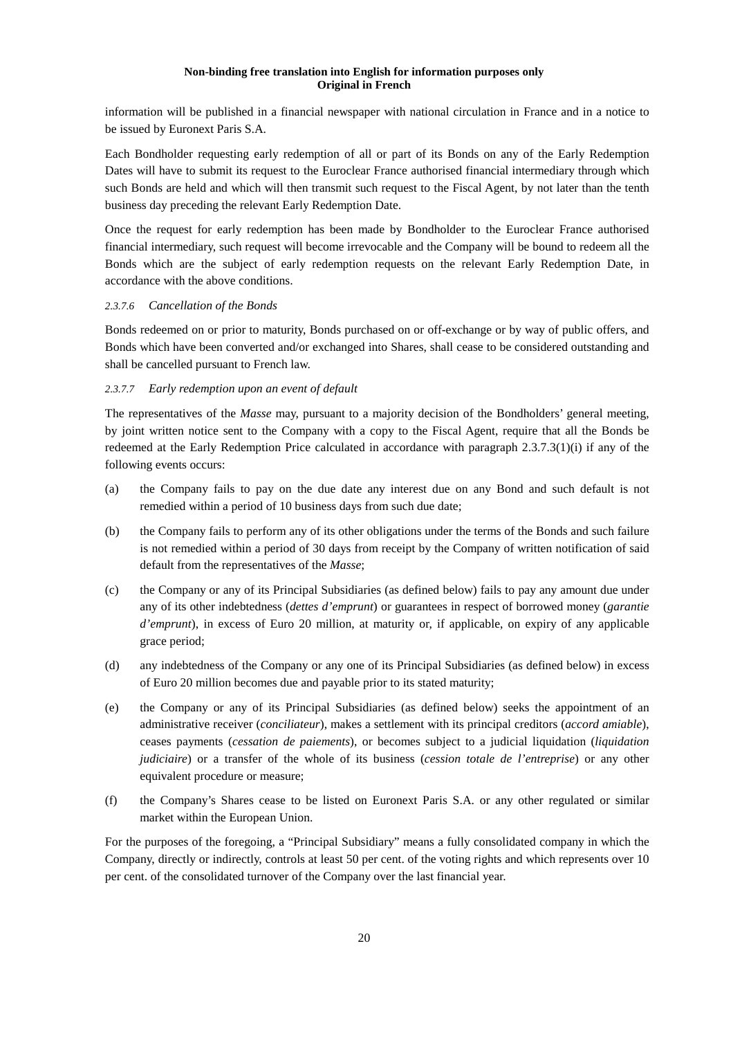information will be published in a financial newspaper with national circulation in France and in a notice to be issued by Euronext Paris S.A.

Each Bondholder requesting early redemption of all or part of its Bonds on any of the Early Redemption Dates will have to submit its request to the Euroclear France authorised financial intermediary through which such Bonds are held and which will then transmit such request to the Fiscal Agent, by not later than the tenth business day preceding the relevant Early Redemption Date.

Once the request for early redemption has been made by Bondholder to the Euroclear France authorised financial intermediary, such request will become irrevocable and the Company will be bound to redeem all the Bonds which are the subject of early redemption requests on the relevant Early Redemption Date, in accordance with the above conditions.

#### *2.3.7.6 Cancellation of the Bonds*

Bonds redeemed on or prior to maturity, Bonds purchased on or off-exchange or by way of public offers, and Bonds which have been converted and/or exchanged into Shares, shall cease to be considered outstanding and shall be cancelled pursuant to French law.

#### *2.3.7.7 Early redemption upon an event of default*

The representatives of the *Masse* may, pursuant to a majority decision of the Bondholders' general meeting, by joint written notice sent to the Company with a copy to the Fiscal Agent, require that all the Bonds be redeemed at the Early Redemption Price calculated in accordance with paragraph 2.3.7.3(1)(i) if any of the following events occurs:

(a) the Company fails to pay on the due date any interest due on any Bond and such default is not remedied within a period of 10 business days from such due date;

(b) the Company fails to perform any of its other obligations under the terms of the Bonds and such failure is not remedied within a period of 30 days from receipt by the Company of written notification of said default from the representatives of the *Masse*;

(c) the Company or any of its Principal Subsidiaries (as defined below) fails to pay any amount due under any of its other indebtedness (*dettes d'emprunt*) or guarantees in respect of borrowed money (*garantie d'emprunt*), in excess of Euro 20 million, at maturity or, if applicable, on expiry of any applicable grace period;

(d) any indebtedness of the Company or any one of its Principal Subsidiaries (as defined below) in excess of Euro 20 million becomes due and payable prior to its stated maturity;

(e) the Company or any of its Principal Subsidiaries (as defined below) seeks the appointment of an administrative receiver (*conciliateur*), makes a settlement with its principal creditors (*accord amiable*), ceases payments (*cessation de paiements*), or becomes subject to a judicial liquidation (*liquidation judiciaire*) or a transfer of the whole of its business (*cession totale de l'entreprise*) or any other equivalent procedure or measure;

(f) the Company's Shares cease to be listed on Euronext Paris S.A. or any other regulated or similar market within the European Union.

For the purposes of the foregoing, a "Principal Subsidiary" means a fully consolidated company in which the Company, directly or indirectly, controls at least 50 per cent. of the voting rights and which represents over 10 per cent. of the consolidated turnover of the Company over the last financial year.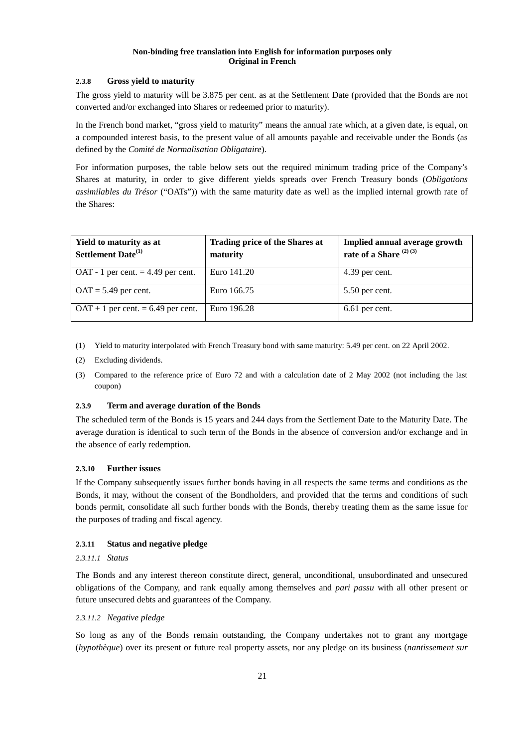**Non-binding free translation into English for information purposes only**
**Original in French**

### 2.3.8 Gross yield to maturity

The gross yield to maturity will be 3.875 per cent. as at the Settlement Date (provided that the Bonds are not converted and/or exchanged into Shares or redeemed prior to maturity).

In the French bond market, "gross yield to maturity" means the annual rate which, at a given date, is equal, on a compounded interest basis, to the present value of all amounts payable and receivable under the Bonds (as defined by the *Comité de Normalisation Obligataire*).

For information purposes, the table below sets out the required minimum trading price of the Company's Shares at maturity, in order to give different yields spreads over French Treasury bonds (*Obligations assimilables du Trésor* ("OATs")) with the same maturity date as well as the implied internal growth rate of the Shares:

| Yield to maturity as at Settlement Date(1) | Trading price of the Shares at maturity | Implied annual average growth rate of a Share (2) (3) |
|---|---|---|
| OAT - 1 per cent. = 4.49 per cent. | Euro 141.20 | 4.39 per cent. |
| OAT = 5.49 per cent. | Euro 166.75 | 5.50 per cent. |
| OAT + 1 per cent. = 6.49 per cent. | Euro 196.28 | 6.61 per cent. |

(1) Yield to maturity interpolated with French Treasury bond with same maturity: 5.49 per cent. on 22 April 2002.

(2) Excluding dividends.

(3) Compared to the reference price of Euro 72 and with a calculation date of 2 May 2002 (not including the last coupon)

### 2.3.9 Term and average duration of the Bonds

The scheduled term of the Bonds is 15 years and 244 days from the Settlement Date to the Maturity Date. The average duration is identical to such term of the Bonds in the absence of conversion and/or exchange and in the absence of early redemption.

### 2.3.10 Further issues

If the Company subsequently issues further bonds having in all respects the same terms and conditions as the Bonds, it may, without the consent of the Bondholders, and provided that the terms and conditions of such bonds permit, consolidate all such further bonds with the Bonds, thereby treating them as the same issue for the purposes of trading and fiscal agency.

### 2.3.11 Status and negative pledge

#### *2.3.11.1 Status*

The Bonds and any interest thereon constitute direct, general, unconditional, unsubordinated and unsecured obligations of the Company, and rank equally among themselves and *pari passu* with all other present or future unsecured debts and guarantees of the Company.

#### *2.3.11.2 Negative pledge*

So long as any of the Bonds remain outstanding, the Company undertakes not to grant any mortgage (*hypothèque*) over its present or future real property assets, nor any pledge on its business (*nantissement sur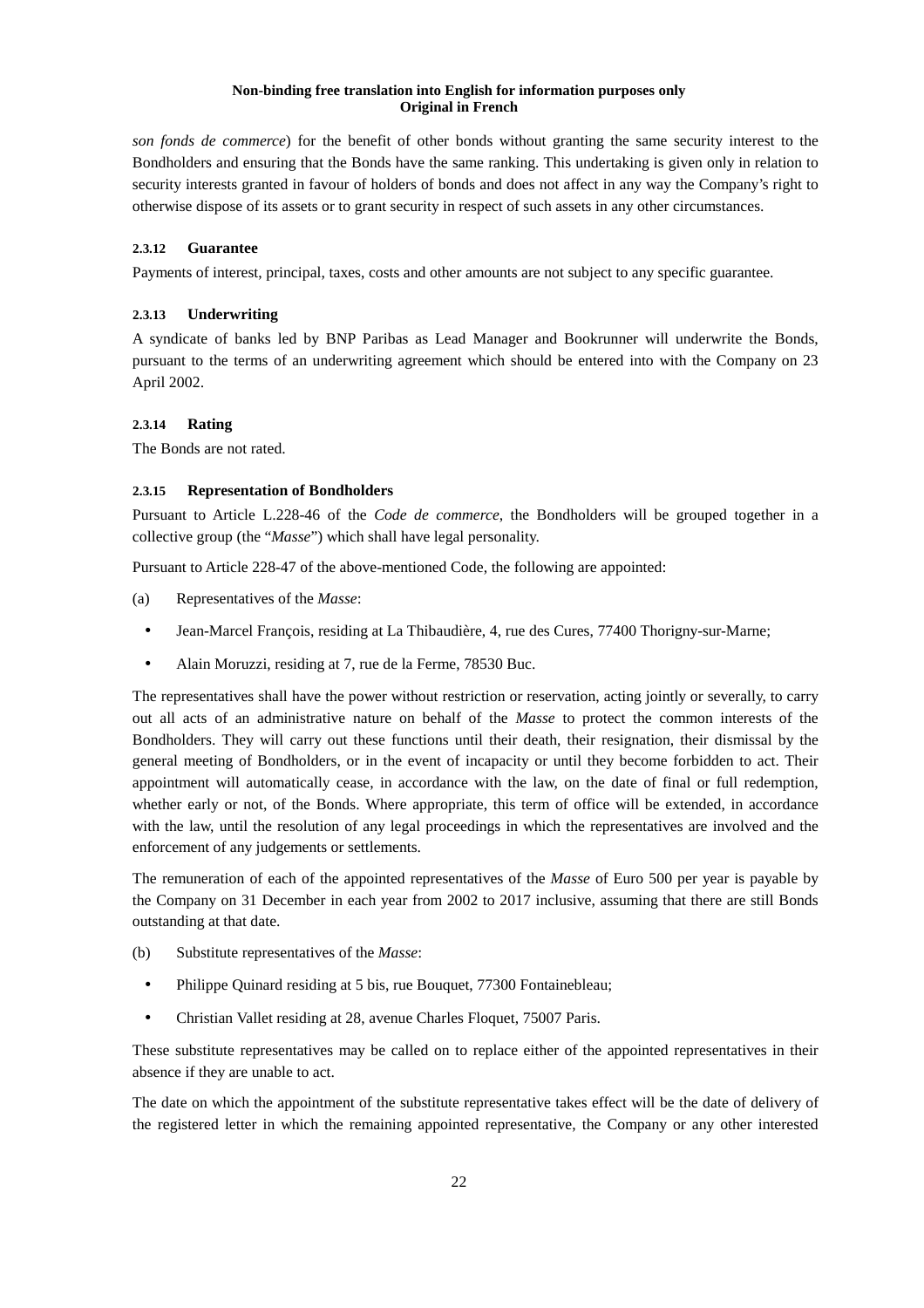*son fonds de commerce*) for the benefit of other bonds without granting the same security interest to the Bondholders and ensuring that the Bonds have the same ranking. This undertaking is given only in relation to security interests granted in favour of holders of bonds and does not affect in any way the Company's right to otherwise dispose of its assets or to grant security in respect of such assets in any other circumstances.

#### 2.3.12 Guarantee

Payments of interest, principal, taxes, costs and other amounts are not subject to any specific guarantee.

#### 2.3.13 Underwriting

A syndicate of banks led by BNP Paribas as Lead Manager and Bookrunner will underwrite the Bonds, pursuant to the terms of an underwriting agreement which should be entered into with the Company on 23 April 2002.

#### 2.3.14 Rating

The Bonds are not rated.

#### 2.3.15 Representation of Bondholders

Pursuant to Article L.228-46 of the *Code de commerce*, the Bondholders will be grouped together in a collective group (the "*Masse*") which shall have legal personality.

Pursuant to Article 228-47 of the above-mentioned Code, the following are appointed:

(a) Representatives of the *Masse*:

- Jean-Marcel François, residing at La Thibaudière, 4, rue des Cures, 77400 Thorigny-sur-Marne;
- Alain Moruzzi, residing at 7, rue de la Ferme, 78530 Buc.

The representatives shall have the power without restriction or reservation, acting jointly or severally, to carry out all acts of an administrative nature on behalf of the *Masse* to protect the common interests of the Bondholders. They will carry out these functions until their death, their resignation, their dismissal by the general meeting of Bondholders, or in the event of incapacity or until they become forbidden to act. Their appointment will automatically cease, in accordance with the law, on the date of final or full redemption, whether early or not, of the Bonds. Where appropriate, this term of office will be extended, in accordance with the law, until the resolution of any legal proceedings in which the representatives are involved and the enforcement of any judgements or settlements.

The remuneration of each of the appointed representatives of the *Masse* of Euro 500 per year is payable by the Company on 31 December in each year from 2002 to 2017 inclusive, assuming that there are still Bonds outstanding at that date.

(b) Substitute representatives of the *Masse*:

- Philippe Quinard residing at 5 bis, rue Bouquet, 77300 Fontainebleau;
- Christian Vallet residing at 28, avenue Charles Floquet, 75007 Paris.

These substitute representatives may be called on to replace either of the appointed representatives in their absence if they are unable to act.

The date on which the appointment of the substitute representative takes effect will be the date of delivery of the registered letter in which the remaining appointed representative, the Company or any other interested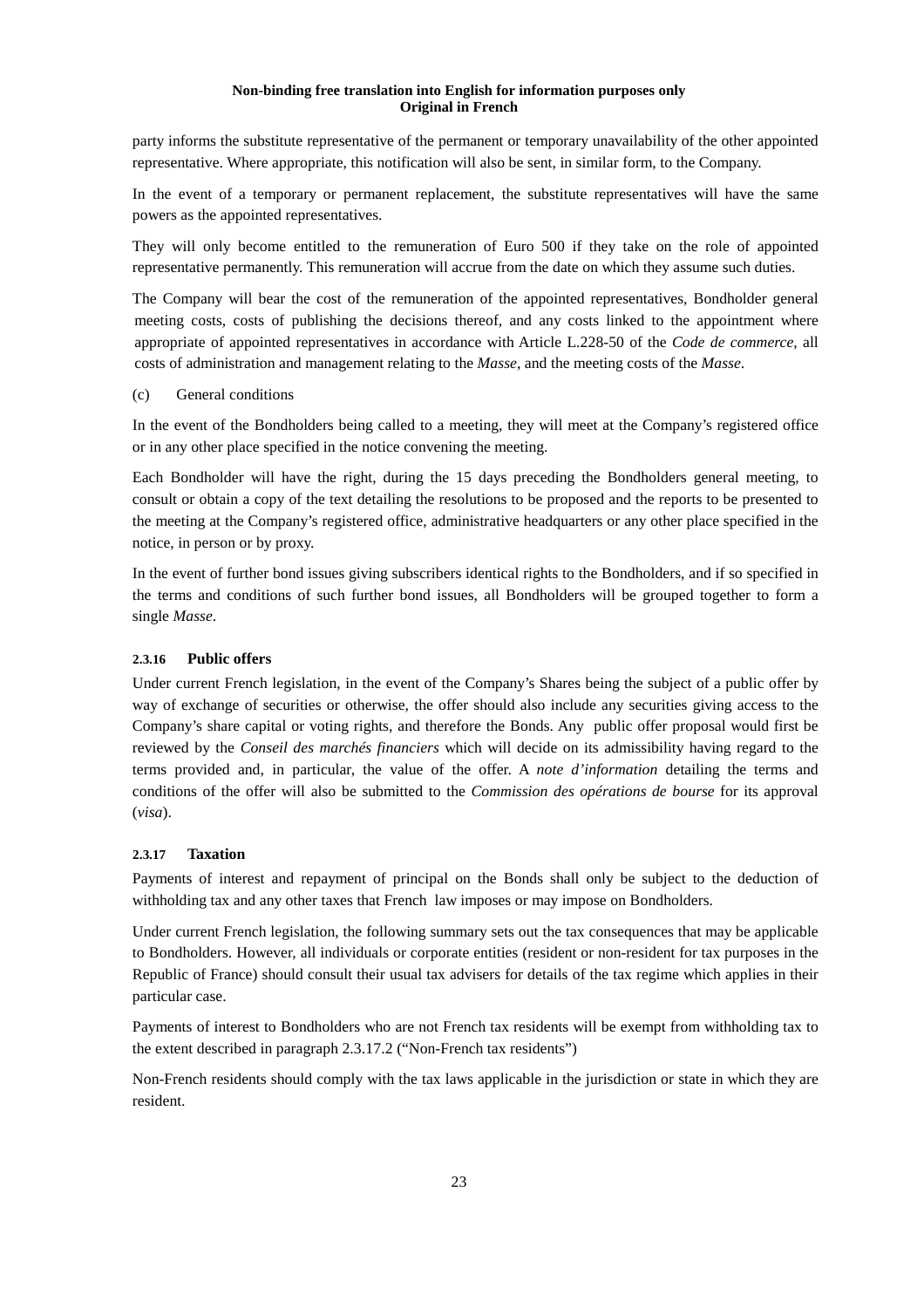party informs the substitute representative of the permanent or temporary unavailability of the other appointed representative. Where appropriate, this notification will also be sent, in similar form, to the Company.

In the event of a temporary or permanent replacement, the substitute representatives will have the same powers as the appointed representatives.

They will only become entitled to the remuneration of Euro 500 if they take on the role of appointed representative permanently. This remuneration will accrue from the date on which they assume such duties.

The Company will bear the cost of the remuneration of the appointed representatives, Bondholder general meeting costs, costs of publishing the decisions thereof, and any costs linked to the appointment where appropriate of appointed representatives in accordance with Article L.228-50 of the *Code de commerce*, all costs of administration and management relating to the *Masse*, and the meeting costs of the *Masse*.

(c) General conditions

In the event of the Bondholders being called to a meeting, they will meet at the Company's registered office or in any other place specified in the notice convening the meeting.

Each Bondholder will have the right, during the 15 days preceding the Bondholders general meeting, to consult or obtain a copy of the text detailing the resolutions to be proposed and the reports to be presented to the meeting at the Company's registered office, administrative headquarters or any other place specified in the notice, in person or by proxy.

In the event of further bond issues giving subscribers identical rights to the Bondholders, and if so specified in the terms and conditions of such further bond issues, all Bondholders will be grouped together to form a single *Masse*.

#### 2.3.16 Public offers

Under current French legislation, in the event of the Company's Shares being the subject of a public offer by way of exchange of securities or otherwise, the offer should also include any securities giving access to the Company's share capital or voting rights, and therefore the Bonds. Any public offer proposal would first be reviewed by the *Conseil des marchés financiers* which will decide on its admissibility having regard to the terms provided and, in particular, the value of the offer. A *note d'information* detailing the terms and conditions of the offer will also be submitted to the *Commission des opérations de bourse* for its approval (*visa*).

#### 2.3.17 Taxation

Payments of interest and repayment of principal on the Bonds shall only be subject to the deduction of withholding tax and any other taxes that French law imposes or may impose on Bondholders.

Under current French legislation, the following summary sets out the tax consequences that may be applicable to Bondholders. However, all individuals or corporate entities (resident or non-resident for tax purposes in the Republic of France) should consult their usual tax advisers for details of the tax regime which applies in their particular case.

Payments of interest to Bondholders who are not French tax residents will be exempt from withholding tax to the extent described in paragraph 2.3.17.2 ("Non-French tax residents")

Non-French residents should comply with the tax laws applicable in the jurisdiction or state in which they are resident.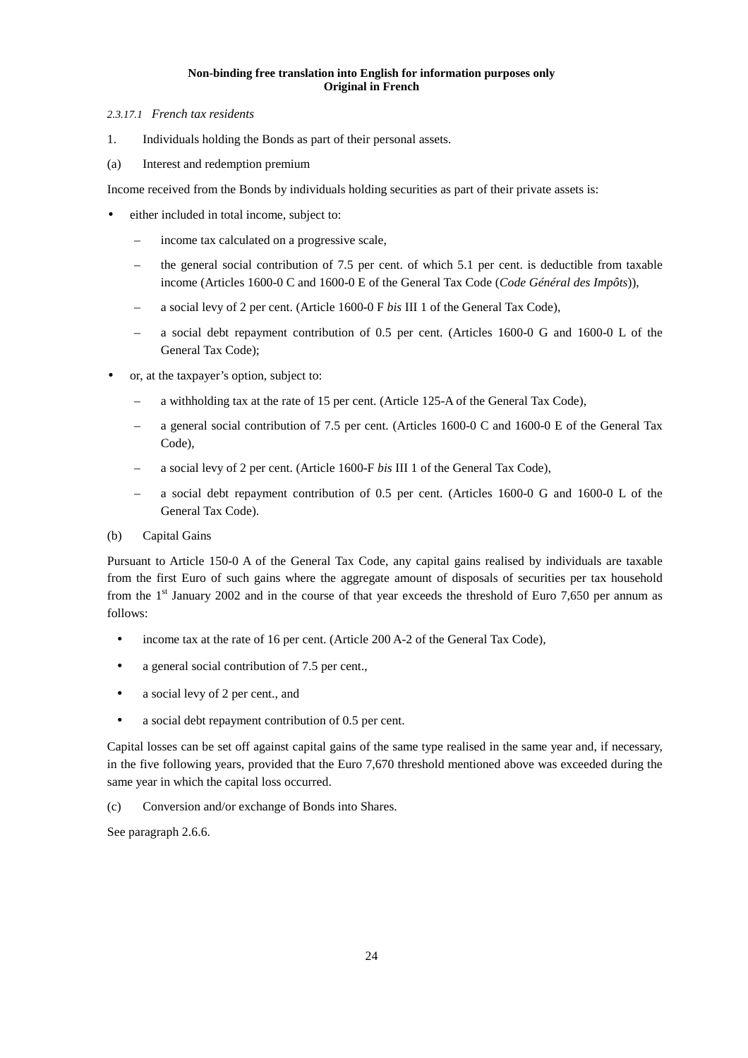**Non-binding free translation into English for information purposes only**
**Original in French**

*2.3.17.1 French tax residents*

1. Individuals holding the Bonds as part of their personal assets.

(a) Interest and redemption premium

Income received from the Bonds by individuals holding securities as part of their private assets is:

- either included in total income, subject to:
  - income tax calculated on a progressive scale,
  - the general social contribution of 7.5 per cent. of which 5.1 per cent. is deductible from taxable income (Articles 1600-0 C and 1600-0 E of the General Tax Code (*Code Général des Impôts*)),
  - a social levy of 2 per cent. (Article 1600-0 F *bis* III 1 of the General Tax Code),
  - a social debt repayment contribution of 0.5 per cent. (Articles 1600-0 G and 1600-0 L of the General Tax Code);
- or, at the taxpayer's option, subject to:
  - a withholding tax at the rate of 15 per cent. (Article 125-A of the General Tax Code),
  - a general social contribution of 7.5 per cent. (Articles 1600-0 C and 1600-0 E of the General Tax Code),
  - a social levy of 2 per cent. (Article 1600-F *bis* III 1 of the General Tax Code),
  - a social debt repayment contribution of 0.5 per cent. (Articles 1600-0 G and 1600-0 L of the General Tax Code).

(b) Capital Gains

Pursuant to Article 150-0 A of the General Tax Code, any capital gains realised by individuals are taxable from the first Euro of such gains where the aggregate amount of disposals of securities per tax household from the 1st January 2002 and in the course of that year exceeds the threshold of Euro 7,650 per annum as follows:

- income tax at the rate of 16 per cent. (Article 200 A-2 of the General Tax Code),
- a general social contribution of 7.5 per cent.,
- a social levy of 2 per cent., and
- a social debt repayment contribution of 0.5 per cent.

Capital losses can be set off against capital gains of the same type realised in the same year and, if necessary, in the five following years, provided that the Euro 7,670 threshold mentioned above was exceeded during the same year in which the capital loss occurred.

(c) Conversion and/or exchange of Bonds into Shares.

See paragraph 2.6.6.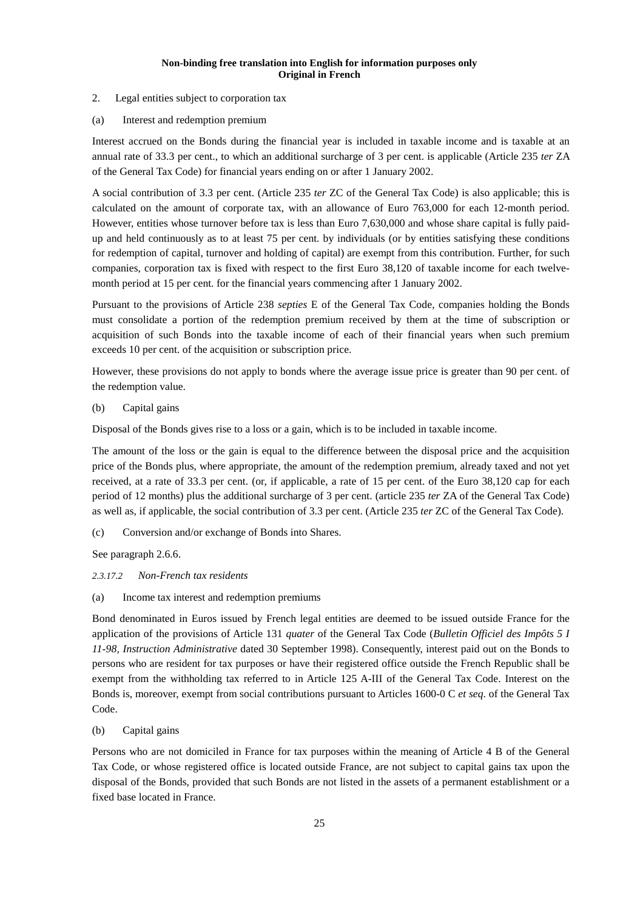**Non-binding free translation into English for information purposes only**
**Original in French**

2. Legal entities subject to corporation tax

(a) Interest and redemption premium

Interest accrued on the Bonds during the financial year is included in taxable income and is taxable at an annual rate of 33.3 per cent., to which an additional surcharge of 3 per cent. is applicable (Article 235 *ter* ZA of the General Tax Code) for financial years ending on or after 1 January 2002.

A social contribution of 3.3 per cent. (Article 235 *ter* ZC of the General Tax Code) is also applicable; this is calculated on the amount of corporate tax, with an allowance of Euro 763,000 for each 12-month period. However, entities whose turnover before tax is less than Euro 7,630,000 and whose share capital is fully paid-up and held continuously as to at least 75 per cent. by individuals (or by entities satisfying these conditions for redemption of capital, turnover and holding of capital) are exempt from this contribution. Further, for such companies, corporation tax is fixed with respect to the first Euro 38,120 of taxable income for each twelve-month period at 15 per cent. for the financial years commencing after 1 January 2002.

Pursuant to the provisions of Article 238 *septies* E of the General Tax Code, companies holding the Bonds must consolidate a portion of the redemption premium received by them at the time of subscription or acquisition of such Bonds into the taxable income of each of their financial years when such premium exceeds 10 per cent. of the acquisition or subscription price.

However, these provisions do not apply to bonds where the average issue price is greater than 90 per cent. of the redemption value.

(b) Capital gains

Disposal of the Bonds gives rise to a loss or a gain, which is to be included in taxable income.

The amount of the loss or the gain is equal to the difference between the disposal price and the acquisition price of the Bonds plus, where appropriate, the amount of the redemption premium, already taxed and not yet received, at a rate of 33.3 per cent. (or, if applicable, a rate of 15 per cent. of the Euro 38,120 cap for each period of 12 months) plus the additional surcharge of 3 per cent. (article 235 *ter* ZA of the General Tax Code) as well as, if applicable, the social contribution of 3.3 per cent. (Article 235 *ter* ZC of the General Tax Code).

(c) Conversion and/or exchange of Bonds into Shares.

See paragraph 2.6.6.

*2.3.17.2 Non-French tax residents*

(a) Income tax interest and redemption premiums

Bond denominated in Euros issued by French legal entities are deemed to be issued outside France for the application of the provisions of Article 131 *quater* of the General Tax Code (*Bulletin Officiel des Impôts 5 I 11-98, Instruction Administrative* dated 30 September 1998). Consequently, interest paid out on the Bonds to persons who are resident for tax purposes or have their registered office outside the French Republic shall be exempt from the withholding tax referred to in Article 125 A-III of the General Tax Code. Interest on the Bonds is, moreover, exempt from social contributions pursuant to Articles 1600-0 C *et seq*. of the General Tax Code.

(b) Capital gains

Persons who are not domiciled in France for tax purposes within the meaning of Article 4 B of the General Tax Code, or whose registered office is located outside France, are not subject to capital gains tax upon the disposal of the Bonds, provided that such Bonds are not listed in the assets of a permanent establishment or a fixed base located in France.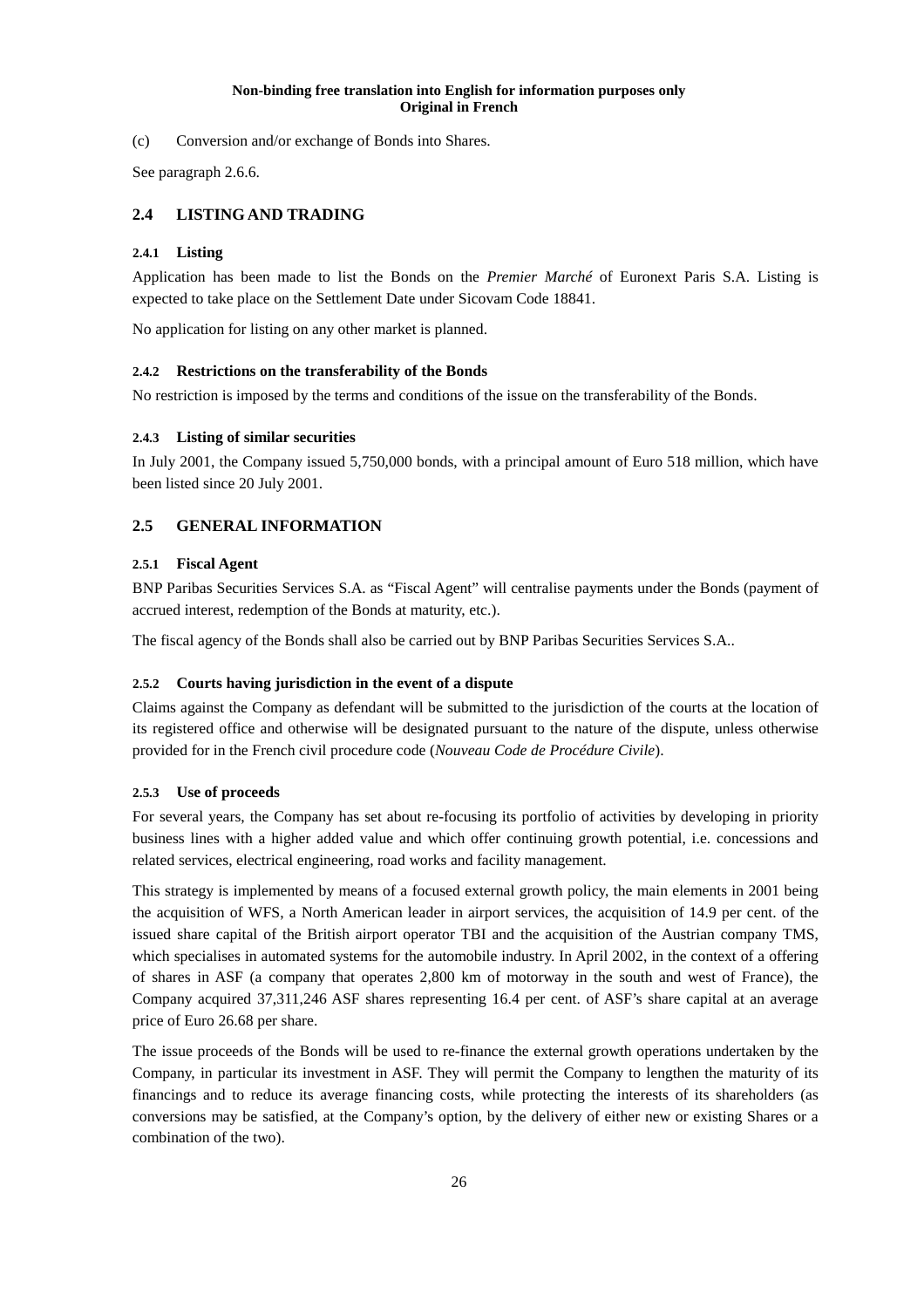(c) Conversion and/or exchange of Bonds into Shares.

See paragraph 2.6.6.

## 2.4 LISTING AND TRADING

### 2.4.1 Listing

Application has been made to list the Bonds on the *Premier Marché* of Euronext Paris S.A. Listing is expected to take place on the Settlement Date under Sicovam Code 18841.

No application for listing on any other market is planned.

### 2.4.2 Restrictions on the transferability of the Bonds

No restriction is imposed by the terms and conditions of the issue on the transferability of the Bonds.

### 2.4.3 Listing of similar securities

In July 2001, the Company issued 5,750,000 bonds, with a principal amount of Euro 518 million, which have been listed since 20 July 2001.

## 2.5 GENERAL INFORMATION

### 2.5.1 Fiscal Agent

BNP Paribas Securities Services S.A. as "Fiscal Agent" will centralise payments under the Bonds (payment of accrued interest, redemption of the Bonds at maturity, etc.).

The fiscal agency of the Bonds shall also be carried out by BNP Paribas Securities Services S.A..

### 2.5.2 Courts having jurisdiction in the event of a dispute

Claims against the Company as defendant will be submitted to the jurisdiction of the courts at the location of its registered office and otherwise will be designated pursuant to the nature of the dispute, unless otherwise provided for in the French civil procedure code (*Nouveau Code de Procédure Civile*).

### 2.5.3 Use of proceeds

For several years, the Company has set about re-focusing its portfolio of activities by developing in priority business lines with a higher added value and which offer continuing growth potential, i.e. concessions and related services, electrical engineering, road works and facility management.

This strategy is implemented by means of a focused external growth policy, the main elements in 2001 being the acquisition of WFS, a North American leader in airport services, the acquisition of 14.9 per cent. of the issued share capital of the British airport operator TBI and the acquisition of the Austrian company TMS, which specialises in automated systems for the automobile industry. In April 2002, in the context of a offering of shares in ASF (a company that operates 2,800 km of motorway in the south and west of France), the Company acquired 37,311,246 ASF shares representing 16.4 per cent. of ASF's share capital at an average price of Euro 26.68 per share.

The issue proceeds of the Bonds will be used to re-finance the external growth operations undertaken by the Company, in particular its investment in ASF. They will permit the Company to lengthen the maturity of its financings and to reduce its average financing costs, while protecting the interests of its shareholders (as conversions may be satisfied, at the Company's option, by the delivery of either new or existing Shares or a combination of the two).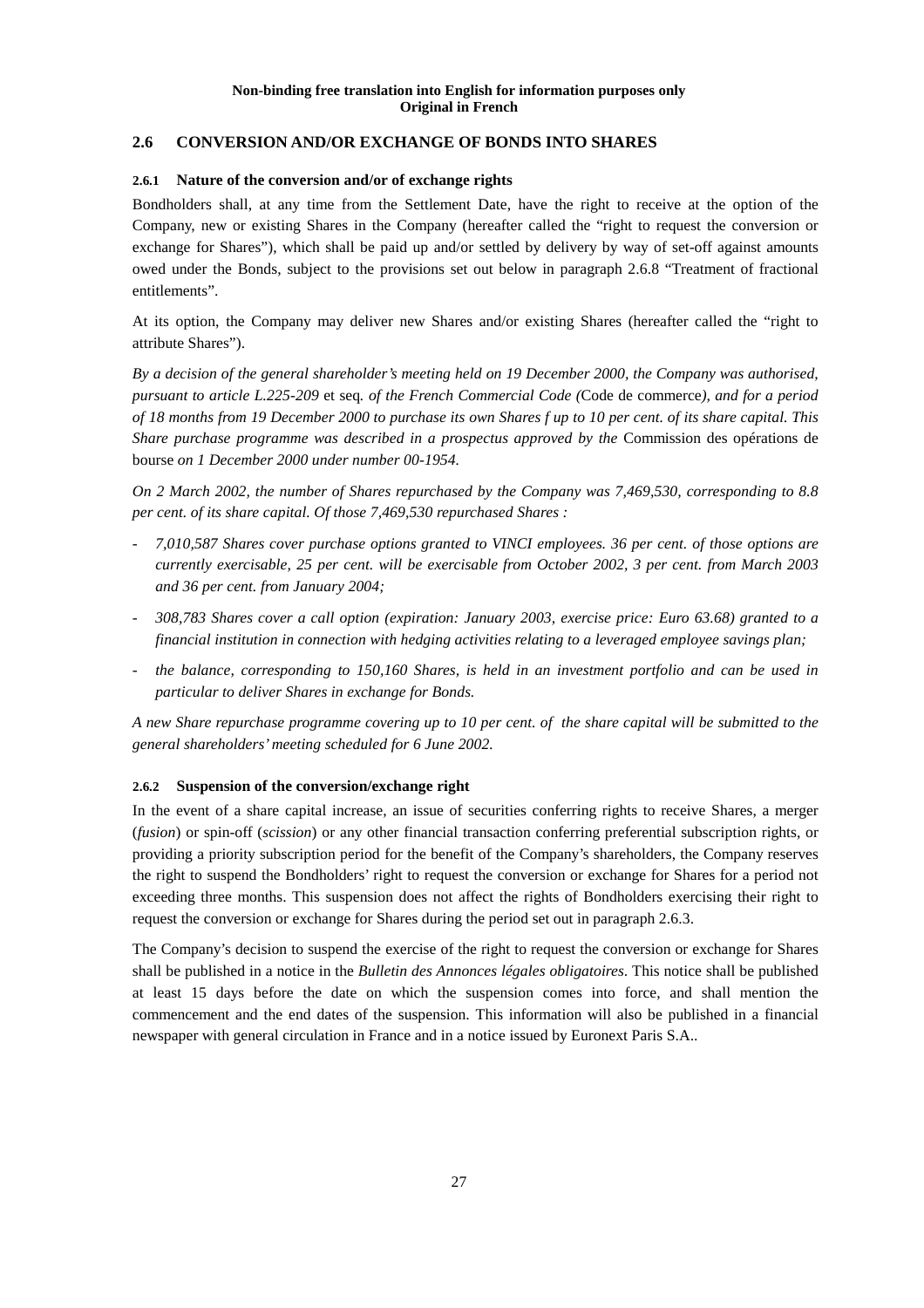**Non-binding free translation into English for information purposes only**
**Original in French**

## 2.6 CONVERSION AND/OR EXCHANGE OF BONDS INTO SHARES

### 2.6.1 Nature of the conversion and/or of exchange rights

Bondholders shall, at any time from the Settlement Date, have the right to receive at the option of the Company, new or existing Shares in the Company (hereafter called the "right to request the conversion or exchange for Shares"), which shall be paid up and/or settled by delivery by way of set-off against amounts owed under the Bonds, subject to the provisions set out below in paragraph 2.6.8 "Treatment of fractional entitlements".

At its option, the Company may deliver new Shares and/or existing Shares (hereafter called the "right to attribute Shares").

*By a decision of the general shareholder's meeting held on 19 December 2000, the Company was authorised, pursuant to article L.225-209* et seq*. of the French Commercial Code (*Code de commerce*), and for a period of 18 months from 19 December 2000 to purchase its own Shares f up to 10 per cent. of its share capital. This Share purchase programme was described in a prospectus approved by the* Commission des opérations de bourse *on 1 December 2000 under number 00-1954.*

*On 2 March 2002, the number of Shares repurchased by the Company was 7,469,530, corresponding to 8.8 per cent. of its share capital. Of those 7,469,530 repurchased Shares :*

- *7,010,587 Shares cover purchase options granted to VINCI employees. 36 per cent. of those options are currently exercisable, 25 per cent. will be exercisable from October 2002, 3 per cent. from March 2003 and 36 per cent. from January 2004;*
- *308,783 Shares cover a call option (expiration: January 2003, exercise price: Euro 63.68) granted to a financial institution in connection with hedging activities relating to a leveraged employee savings plan;*
- *the balance, corresponding to 150,160 Shares, is held in an investment portfolio and can be used in particular to deliver Shares in exchange for Bonds.*

*A new Share repurchase programme covering up to 10 per cent. of the share capital will be submitted to the general shareholders' meeting scheduled for 6 June 2002.*

### 2.6.2 Suspension of the conversion/exchange right

In the event of a share capital increase, an issue of securities conferring rights to receive Shares, a merger (*fusion*) or spin-off (*scission*) or any other financial transaction conferring preferential subscription rights, or providing a priority subscription period for the benefit of the Company's shareholders, the Company reserves the right to suspend the Bondholders' right to request the conversion or exchange for Shares for a period not exceeding three months. This suspension does not affect the rights of Bondholders exercising their right to request the conversion or exchange for Shares during the period set out in paragraph 2.6.3.

The Company's decision to suspend the exercise of the right to request the conversion or exchange for Shares shall be published in a notice in the *Bulletin des Annonces légales obligatoires*. This notice shall be published at least 15 days before the date on which the suspension comes into force, and shall mention the commencement and the end dates of the suspension. This information will also be published in a financial newspaper with general circulation in France and in a notice issued by Euronext Paris S.A..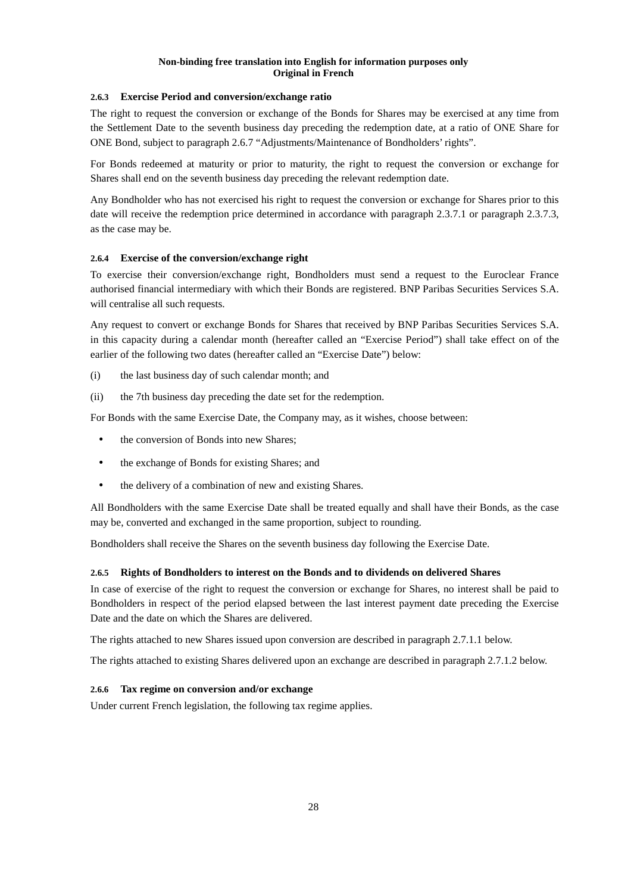**Non-binding free translation into English for information purposes only**
**Original in French**

#### 2.6.3 Exercise Period and conversion/exchange ratio

The right to request the conversion or exchange of the Bonds for Shares may be exercised at any time from the Settlement Date to the seventh business day preceding the redemption date, at a ratio of ONE Share for ONE Bond, subject to paragraph 2.6.7 "Adjustments/Maintenance of Bondholders' rights".

For Bonds redeemed at maturity or prior to maturity, the right to request the conversion or exchange for Shares shall end on the seventh business day preceding the relevant redemption date.

Any Bondholder who has not exercised his right to request the conversion or exchange for Shares prior to this date will receive the redemption price determined in accordance with paragraph 2.3.7.1 or paragraph 2.3.7.3, as the case may be.

#### 2.6.4 Exercise of the conversion/exchange right

To exercise their conversion/exchange right, Bondholders must send a request to the Euroclear France authorised financial intermediary with which their Bonds are registered. BNP Paribas Securities Services S.A. will centralise all such requests.

Any request to convert or exchange Bonds for Shares that received by BNP Paribas Securities Services S.A. in this capacity during a calendar month (hereafter called an "Exercise Period") shall take effect on of the earlier of the following two dates (hereafter called an "Exercise Date") below:

(i) the last business day of such calendar month; and

(ii) the 7th business day preceding the date set for the redemption.

For Bonds with the same Exercise Date, the Company may, as it wishes, choose between:

- the conversion of Bonds into new Shares;
- the exchange of Bonds for existing Shares; and
- the delivery of a combination of new and existing Shares.

All Bondholders with the same Exercise Date shall be treated equally and shall have their Bonds, as the case may be, converted and exchanged in the same proportion, subject to rounding.

Bondholders shall receive the Shares on the seventh business day following the Exercise Date.

#### 2.6.5 Rights of Bondholders to interest on the Bonds and to dividends on delivered Shares

In case of exercise of the right to request the conversion or exchange for Shares, no interest shall be paid to Bondholders in respect of the period elapsed between the last interest payment date preceding the Exercise Date and the date on which the Shares are delivered.

The rights attached to new Shares issued upon conversion are described in paragraph 2.7.1.1 below.

The rights attached to existing Shares delivered upon an exchange are described in paragraph 2.7.1.2 below.

#### 2.6.6 Tax regime on conversion and/or exchange

Under current French legislation, the following tax regime applies.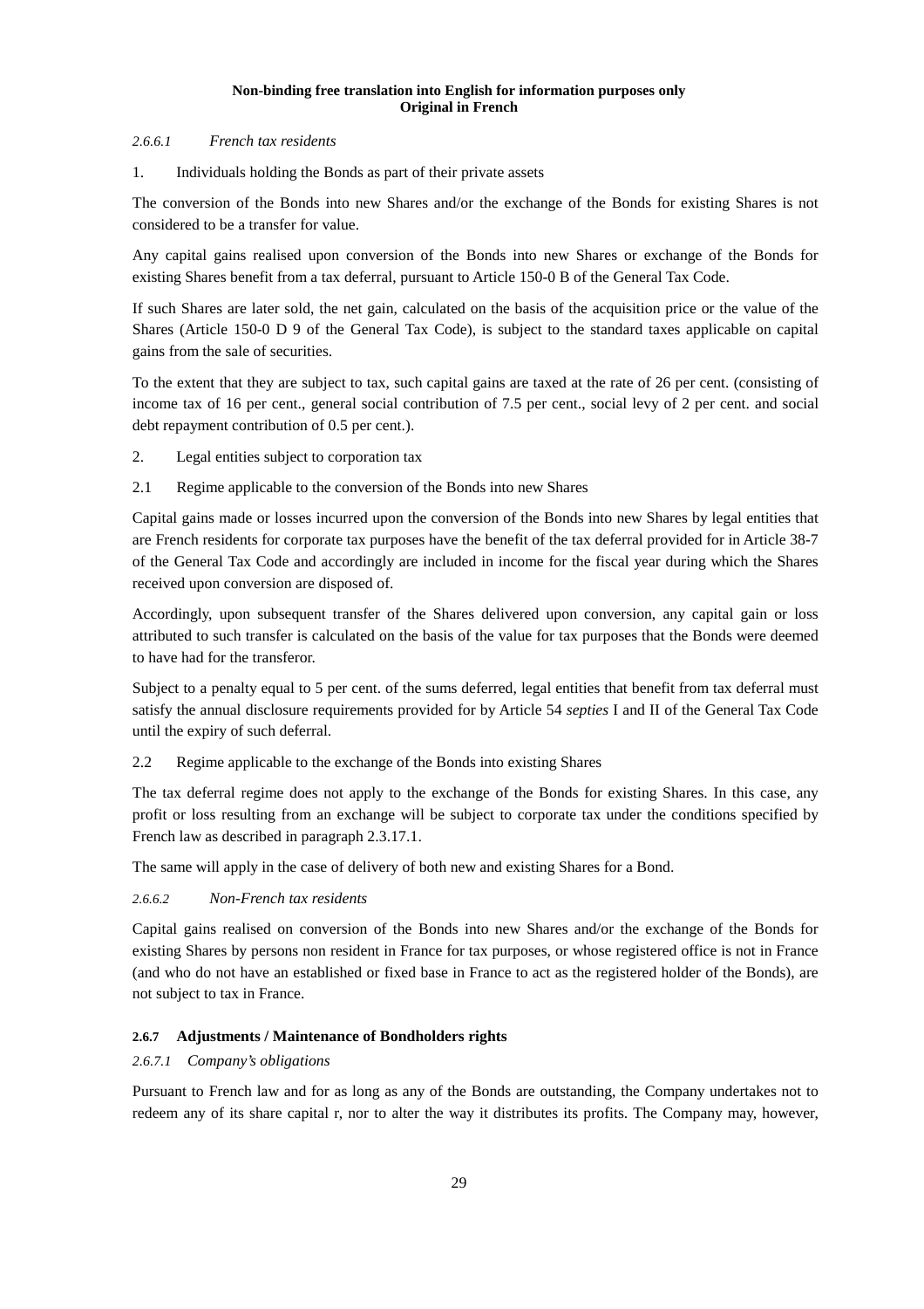**Non-binding free translation into English for information purposes only**
**Original in French**

#### *2.6.6.1 French tax residents*

1. Individuals holding the Bonds as part of their private assets

The conversion of the Bonds into new Shares and/or the exchange of the Bonds for existing Shares is not considered to be a transfer for value.

Any capital gains realised upon conversion of the Bonds into new Shares or exchange of the Bonds for existing Shares benefit from a tax deferral, pursuant to Article 150-0 B of the General Tax Code.

If such Shares are later sold, the net gain, calculated on the basis of the acquisition price or the value of the Shares (Article 150-0 D 9 of the General Tax Code), is subject to the standard taxes applicable on capital gains from the sale of securities.

To the extent that they are subject to tax, such capital gains are taxed at the rate of 26 per cent. (consisting of income tax of 16 per cent., general social contribution of 7.5 per cent., social levy of 2 per cent. and social debt repayment contribution of 0.5 per cent.).

2. Legal entities subject to corporation tax

2.1 Regime applicable to the conversion of the Bonds into new Shares

Capital gains made or losses incurred upon the conversion of the Bonds into new Shares by legal entities that are French residents for corporate tax purposes have the benefit of the tax deferral provided for in Article 38-7 of the General Tax Code and accordingly are included in income for the fiscal year during which the Shares received upon conversion are disposed of.

Accordingly, upon subsequent transfer of the Shares delivered upon conversion, any capital gain or loss attributed to such transfer is calculated on the basis of the value for tax purposes that the Bonds were deemed to have had for the transferor.

Subject to a penalty equal to 5 per cent. of the sums deferred, legal entities that benefit from tax deferral must satisfy the annual disclosure requirements provided for by Article 54 *septies* I and II of the General Tax Code until the expiry of such deferral.

2.2 Regime applicable to the exchange of the Bonds into existing Shares

The tax deferral regime does not apply to the exchange of the Bonds for existing Shares. In this case, any profit or loss resulting from an exchange will be subject to corporate tax under the conditions specified by French law as described in paragraph 2.3.17.1.

The same will apply in the case of delivery of both new and existing Shares for a Bond.

#### *2.6.6.2 Non-French tax residents*

Capital gains realised on conversion of the Bonds into new Shares and/or the exchange of the Bonds for existing Shares by persons non resident in France for tax purposes, or whose registered office is not in France (and who do not have an established or fixed base in France to act as the registered holder of the Bonds), are not subject to tax in France.

### 2.6.7 Adjustments / Maintenance of Bondholders rights

#### *2.6.7.1 Company's obligations*

Pursuant to French law and for as long as any of the Bonds are outstanding, the Company undertakes not to redeem any of its share capital r, nor to alter the way it distributes its profits. The Company may, however,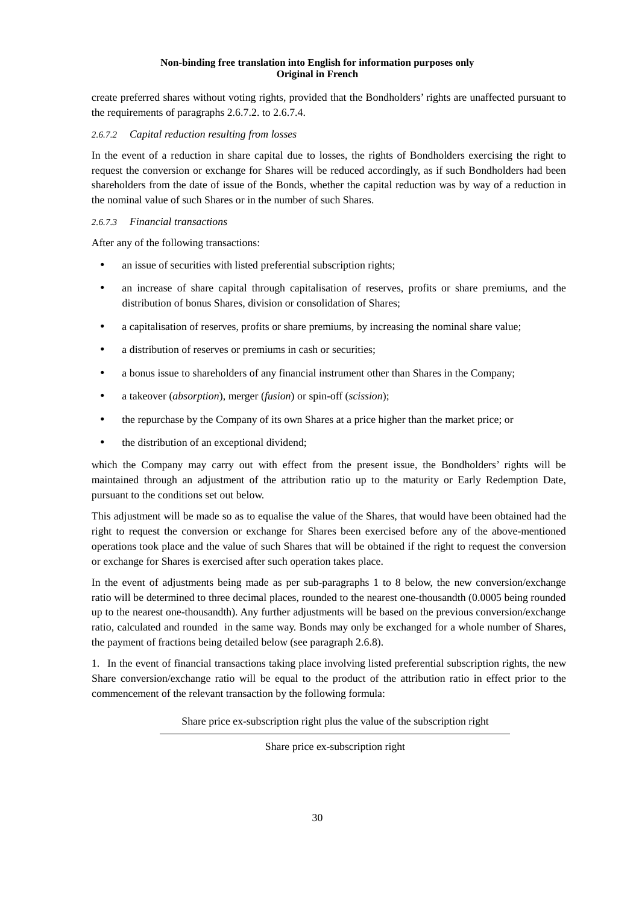create preferred shares without voting rights, provided that the Bondholders' rights are unaffected pursuant to the requirements of paragraphs 2.6.7.2. to 2.6.7.4.

#### *2.6.7.2 Capital reduction resulting from losses*

In the event of a reduction in share capital due to losses, the rights of Bondholders exercising the right to request the conversion or exchange for Shares will be reduced accordingly, as if such Bondholders had been shareholders from the date of issue of the Bonds, whether the capital reduction was by way of a reduction in the nominal value of such Shares or in the number of such Shares.

#### *2.6.7.3 Financial transactions*

After any of the following transactions:

- an issue of securities with listed preferential subscription rights;
- an increase of share capital through capitalisation of reserves, profits or share premiums, and the distribution of bonus Shares, division or consolidation of Shares;
- a capitalisation of reserves, profits or share premiums, by increasing the nominal share value;
- a distribution of reserves or premiums in cash or securities;
- a bonus issue to shareholders of any financial instrument other than Shares in the Company;
- a takeover (*absorption*), merger (*fusion*) or spin-off (*scission*);
- the repurchase by the Company of its own Shares at a price higher than the market price; or
- the distribution of an exceptional dividend;

which the Company may carry out with effect from the present issue, the Bondholders' rights will be maintained through an adjustment of the attribution ratio up to the maturity or Early Redemption Date, pursuant to the conditions set out below.

This adjustment will be made so as to equalise the value of the Shares, that would have been obtained had the right to request the conversion or exchange for Shares been exercised before any of the above-mentioned operations took place and the value of such Shares that will be obtained if the right to request the conversion or exchange for Shares is exercised after such operation takes place.

In the event of adjustments being made as per sub-paragraphs 1 to 8 below, the new conversion/exchange ratio will be determined to three decimal places, rounded to the nearest one-thousandth (0.0005 being rounded up to the nearest one-thousandth). Any further adjustments will be based on the previous conversion/exchange ratio, calculated and rounded in the same way. Bonds may only be exchanged for a whole number of Shares, the payment of fractions being detailed below (see paragraph 2.6.8).

1. In the event of financial transactions taking place involving listed preferential subscription rights, the new Share conversion/exchange ratio will be equal to the product of the attribution ratio in effect prior to the commencement of the relevant transaction by the following formula:

$$\frac{\text{Share price ex-subscription right plus the value of the subscription right}}{\text{Share price ex-subscription right}}$$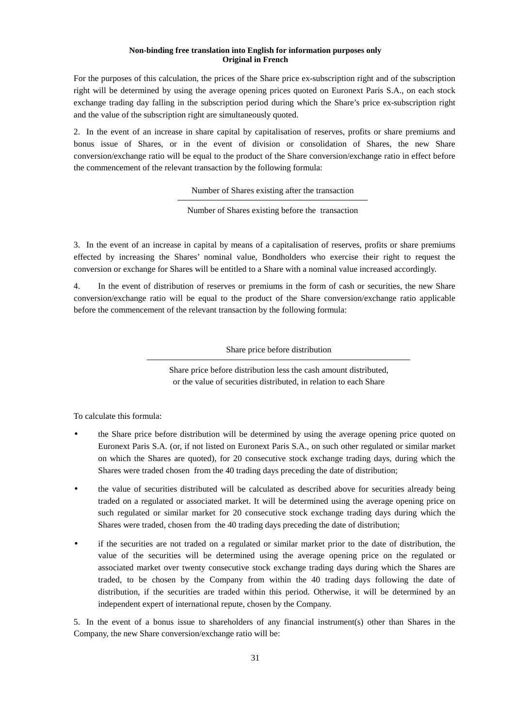**Non-binding free translation into English for information purposes only**
**Original in French**

For the purposes of this calculation, the prices of the Share price ex-subscription right and of the subscription right will be determined by using the average opening prices quoted on Euronext Paris S.A., on each stock exchange trading day falling in the subscription period during which the Share's price ex-subscription right and the value of the subscription right are simultaneously quoted.

2. In the event of an increase in share capital by capitalisation of reserves, profits or share premiums and bonus issue of Shares, or in the event of division or consolidation of Shares, the new Share conversion/exchange ratio will be equal to the product of the Share conversion/exchange ratio in effect before the commencement of the relevant transaction by the following formula:

$$\frac{\text{Number of Shares existing after the transaction}}{\text{Number of Shares existing before the transaction}}$$

3. In the event of an increase in capital by means of a capitalisation of reserves, profits or share premiums effected by increasing the Shares' nominal value, Bondholders who exercise their right to request the conversion or exchange for Shares will be entitled to a Share with a nominal value increased accordingly.

4. In the event of distribution of reserves or premiums in the form of cash or securities, the new Share conversion/exchange ratio will be equal to the product of the Share conversion/exchange ratio applicable before the commencement of the relevant transaction by the following formula:

$$\frac{\text{Share price before distribution}}{\text{Share price before distribution less the cash amount distributed, or the value of securities distributed, in relation to each Share}}$$

To calculate this formula:

- the Share price before distribution will be determined by using the average opening price quoted on Euronext Paris S.A. (or, if not listed on Euronext Paris S.A., on such other regulated or similar market on which the Shares are quoted), for 20 consecutive stock exchange trading days, during which the Shares were traded chosen from the 40 trading days preceding the date of distribution;
- the value of securities distributed will be calculated as described above for securities already being traded on a regulated or associated market. It will be determined using the average opening price on such regulated or similar market for 20 consecutive stock exchange trading days during which the Shares were traded, chosen from the 40 trading days preceding the date of distribution;
- if the securities are not traded on a regulated or similar market prior to the date of distribution, the value of the securities will be determined using the average opening price on the regulated or associated market over twenty consecutive stock exchange trading days during which the Shares are traded, to be chosen by the Company from within the 40 trading days following the date of distribution, if the securities are traded within this period. Otherwise, it will be determined by an independent expert of international repute, chosen by the Company.

5. In the event of a bonus issue to shareholders of any financial instrument(s) other than Shares in the Company, the new Share conversion/exchange ratio will be: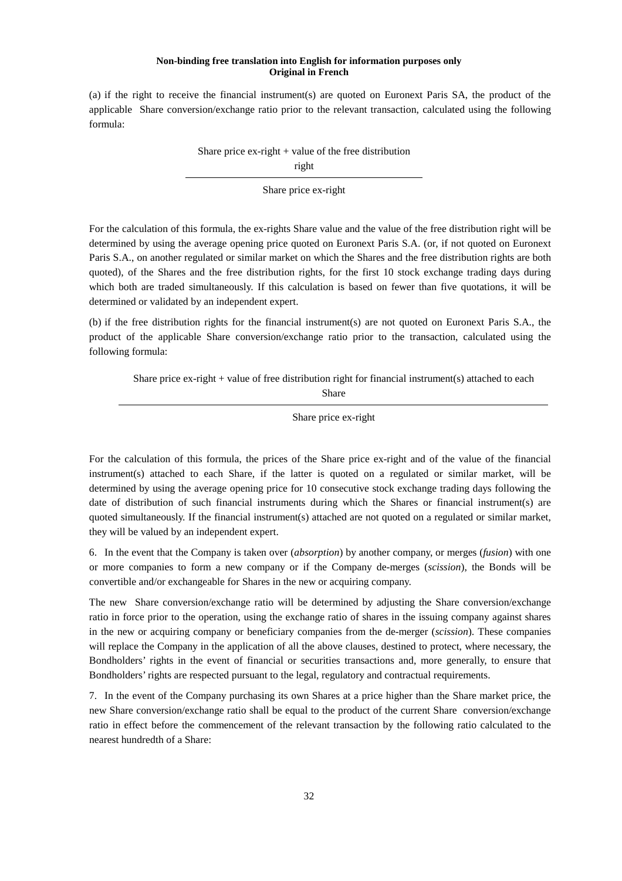**Non-binding free translation into English for information purposes only**
**Original in French**

(a) if the right to receive the financial instrument(s) are quoted on Euronext Paris SA, the product of the applicable Share conversion/exchange ratio prior to the relevant transaction, calculated using the following formula:

$$\frac{\text{Share price ex-right + value of the free distribution right}}{\text{Share price ex-right}}$$

For the calculation of this formula, the ex-rights Share value and the value of the free distribution right will be determined by using the average opening price quoted on Euronext Paris S.A. (or, if not quoted on Euronext Paris S.A., on another regulated or similar market on which the Shares and the free distribution rights are both quoted), of the Shares and the free distribution rights, for the first 10 stock exchange trading days during which both are traded simultaneously. If this calculation is based on fewer than five quotations, it will be determined or validated by an independent expert.

(b) if the free distribution rights for the financial instrument(s) are not quoted on Euronext Paris S.A., the product of the applicable Share conversion/exchange ratio prior to the transaction, calculated using the following formula:

$$\frac{\text{Share price ex-right + value of free distribution right for financial instrument(s) attached to each Share}}{\text{Share price ex-right}}$$

For the calculation of this formula, the prices of the Share price ex-right and of the value of the financial instrument(s) attached to each Share, if the latter is quoted on a regulated or similar market, will be determined by using the average opening price for 10 consecutive stock exchange trading days following the date of distribution of such financial instruments during which the Shares or financial instrument(s) are quoted simultaneously. If the financial instrument(s) attached are not quoted on a regulated or similar market, they will be valued by an independent expert.

6. In the event that the Company is taken over (*absorption*) by another company, or merges (*fusion*) with one or more companies to form a new company or if the Company de-merges (*scission*), the Bonds will be convertible and/or exchangeable for Shares in the new or acquiring company.

The new Share conversion/exchange ratio will be determined by adjusting the Share conversion/exchange ratio in force prior to the operation, using the exchange ratio of shares in the issuing company against shares in the new or acquiring company or beneficiary companies from the de-merger (*scission*). These companies will replace the Company in the application of all the above clauses, destined to protect, where necessary, the Bondholders' rights in the event of financial or securities transactions and, more generally, to ensure that Bondholders' rights are respected pursuant to the legal, regulatory and contractual requirements.

7. In the event of the Company purchasing its own Shares at a price higher than the Share market price, the new Share conversion/exchange ratio shall be equal to the product of the current Share conversion/exchange ratio in effect before the commencement of the relevant transaction by the following ratio calculated to the nearest hundredth of a Share: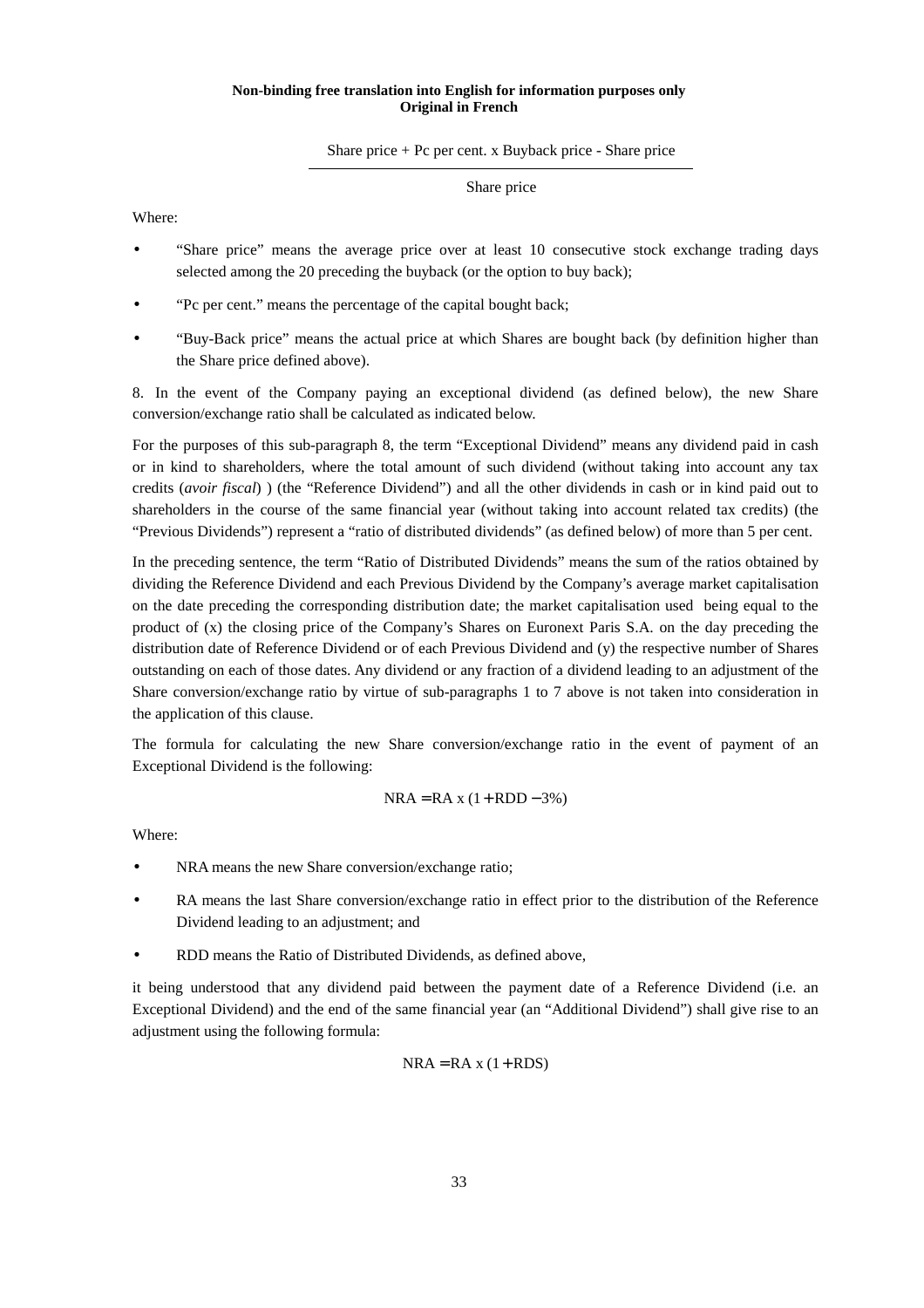**Non-binding free translation into English for information purposes only**
**Original in French**

$$\frac{\text{Share price} + \text{Pc per cent. x Buyback price - Share price}}{\text{Share price}}$$

Where:

- "Share price" means the average price over at least 10 consecutive stock exchange trading days selected among the 20 preceding the buyback (or the option to buy back);
- "Pc per cent." means the percentage of the capital bought back;
- "Buy-Back price" means the actual price at which Shares are bought back (by definition higher than the Share price defined above).

8. In the event of the Company paying an exceptional dividend (as defined below), the new Share conversion/exchange ratio shall be calculated as indicated below.

For the purposes of this sub-paragraph 8, the term "Exceptional Dividend" means any dividend paid in cash or in kind to shareholders, where the total amount of such dividend (without taking into account any tax credits (*avoir fiscal*) ) (the "Reference Dividend") and all the other dividends in cash or in kind paid out to shareholders in the course of the same financial year (without taking into account related tax credits) (the "Previous Dividends") represent a "ratio of distributed dividends" (as defined below) of more than 5 per cent.

In the preceding sentence, the term "Ratio of Distributed Dividends" means the sum of the ratios obtained by dividing the Reference Dividend and each Previous Dividend by the Company's average market capitalisation on the date preceding the corresponding distribution date; the market capitalisation used being equal to the product of (x) the closing price of the Company's Shares on Euronext Paris S.A. on the day preceding the distribution date of Reference Dividend or of each Previous Dividend and (y) the respective number of Shares outstanding on each of those dates. Any dividend or any fraction of a dividend leading to an adjustment of the Share conversion/exchange ratio by virtue of sub-paragraphs 1 to 7 above is not taken into consideration in the application of this clause.

The formula for calculating the new Share conversion/exchange ratio in the event of payment of an Exceptional Dividend is the following:

$$\text{NRA} = \text{RA x } (1 + \text{RDD} - 3\%)$$

Where:

- NRA means the new Share conversion/exchange ratio;
- RA means the last Share conversion/exchange ratio in effect prior to the distribution of the Reference Dividend leading to an adjustment; and
- RDD means the Ratio of Distributed Dividends, as defined above,

it being understood that any dividend paid between the payment date of a Reference Dividend (i.e. an Exceptional Dividend) and the end of the same financial year (an "Additional Dividend") shall give rise to an adjustment using the following formula:

$$\text{NRA} = \text{RA x } (1 + \text{RDS})$$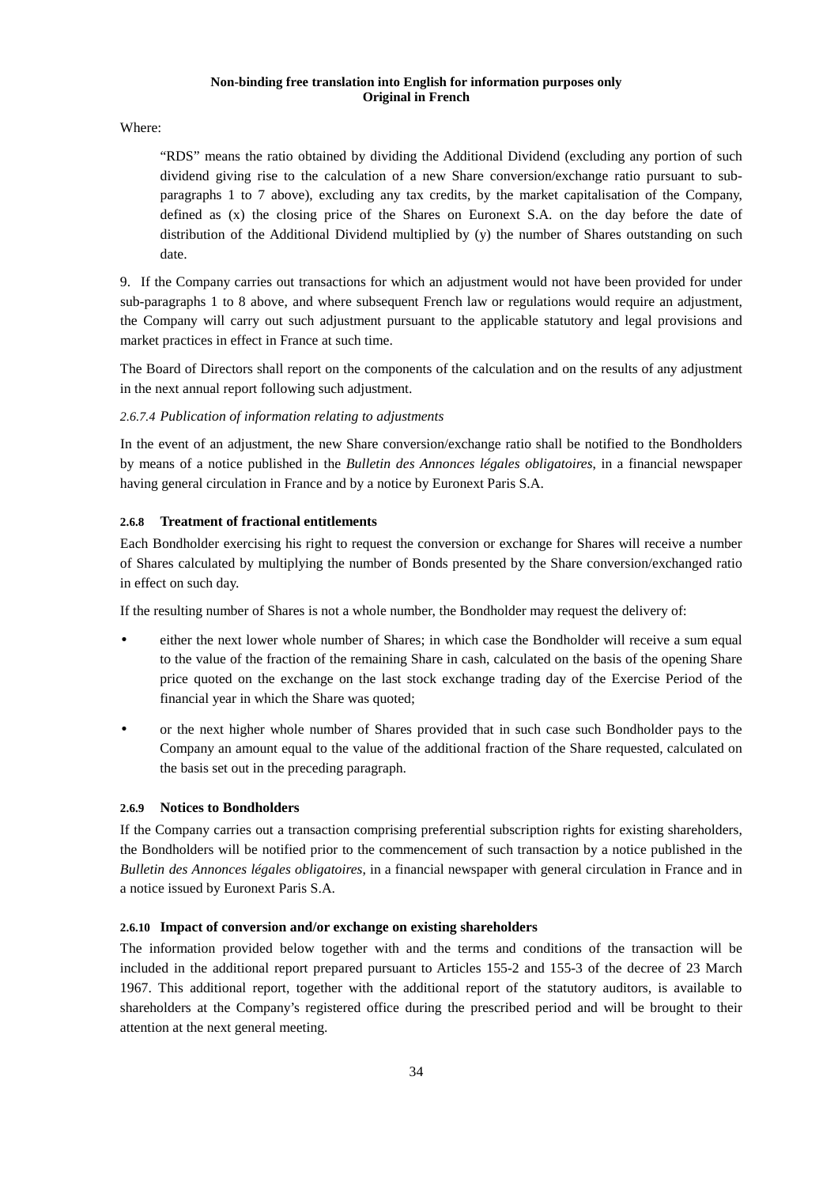**Non-binding free translation into English for information purposes only**
**Original in French**

Where:

> "RDS" means the ratio obtained by dividing the Additional Dividend (excluding any portion of such dividend giving rise to the calculation of a new Share conversion/exchange ratio pursuant to sub-paragraphs 1 to 7 above), excluding any tax credits, by the market capitalisation of the Company, defined as (x) the closing price of the Shares on Euronext S.A. on the day before the date of distribution of the Additional Dividend multiplied by (y) the number of Shares outstanding on such date.

9. If the Company carries out transactions for which an adjustment would not have been provided for under sub-paragraphs 1 to 8 above, and where subsequent French law or regulations would require an adjustment, the Company will carry out such adjustment pursuant to the applicable statutory and legal provisions and market practices in effect in France at such time.

The Board of Directors shall report on the components of the calculation and on the results of any adjustment in the next annual report following such adjustment.

*2.6.7.4 Publication of information relating to adjustments*

In the event of an adjustment, the new Share conversion/exchange ratio shall be notified to the Bondholders by means of a notice published in the *Bulletin des Annonces légales obligatoires*, in a financial newspaper having general circulation in France and by a notice by Euronext Paris S.A.

#### 2.6.8 Treatment of fractional entitlements

Each Bondholder exercising his right to request the conversion or exchange for Shares will receive a number of Shares calculated by multiplying the number of Bonds presented by the Share conversion/exchanged ratio in effect on such day.

If the resulting number of Shares is not a whole number, the Bondholder may request the delivery of:

- either the next lower whole number of Shares; in which case the Bondholder will receive a sum equal to the value of the fraction of the remaining Share in cash, calculated on the basis of the opening Share price quoted on the exchange on the last stock exchange trading day of the Exercise Period of the financial year in which the Share was quoted;
- or the next higher whole number of Shares provided that in such case such Bondholder pays to the Company an amount equal to the value of the additional fraction of the Share requested, calculated on the basis set out in the preceding paragraph.

#### 2.6.9 Notices to Bondholders

If the Company carries out a transaction comprising preferential subscription rights for existing shareholders, the Bondholders will be notified prior to the commencement of such transaction by a notice published in the *Bulletin des Annonces légales obligatoires*, in a financial newspaper with general circulation in France and in a notice issued by Euronext Paris S.A.

#### 2.6.10 Impact of conversion and/or exchange on existing shareholders

The information provided below together with and the terms and conditions of the transaction will be included in the additional report prepared pursuant to Articles 155-2 and 155-3 of the decree of 23 March 1967. This additional report, together with the additional report of the statutory auditors, is available to shareholders at the Company's registered office during the prescribed period and will be brought to their attention at the next general meeting.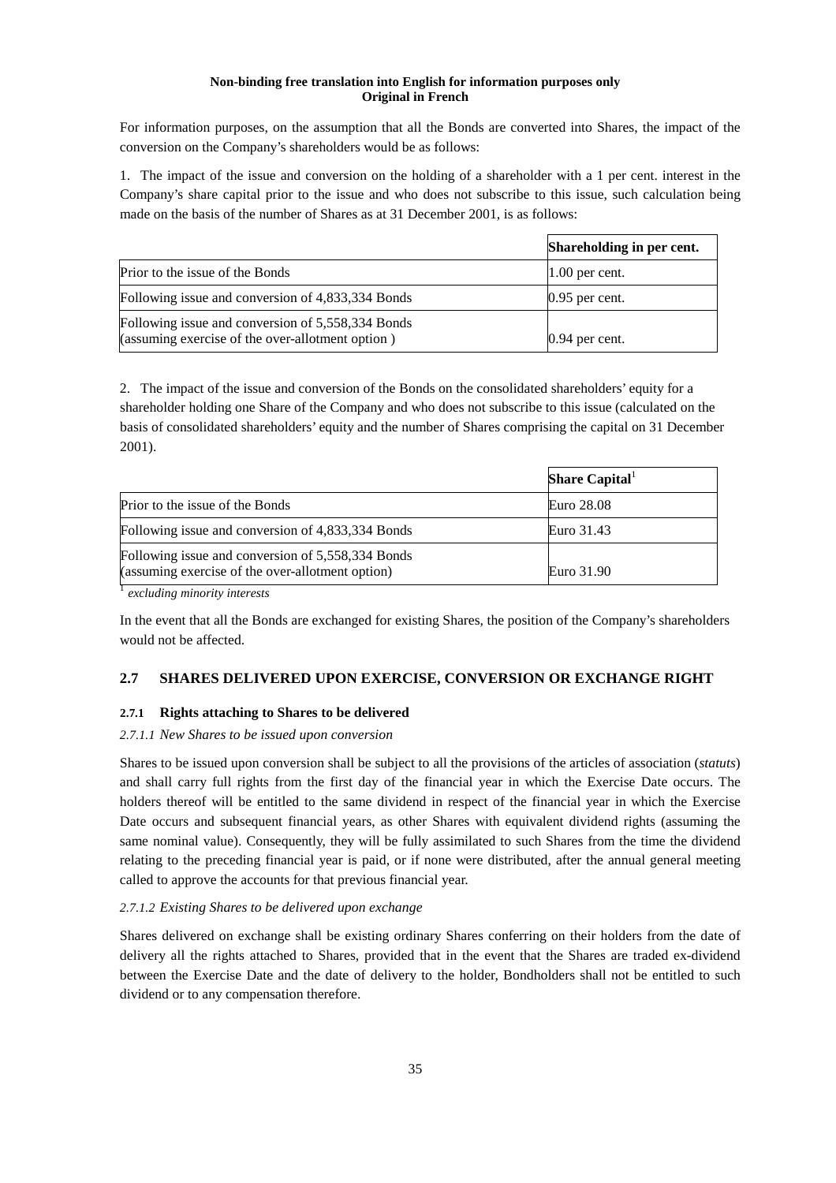**Non-binding free translation into English for information purposes only**
**Original in French**

For information purposes, on the assumption that all the Bonds are converted into Shares, the impact of the conversion on the Company's shareholders would be as follows:

1. The impact of the issue and conversion on the holding of a shareholder with a 1 per cent. interest in the Company's share capital prior to the issue and who does not subscribe to this issue, such calculation being made on the basis of the number of Shares as at 31 December 2001, is as follows:

| | Shareholding in per cent. |
|---|---|
| Prior to the issue of the Bonds | 1.00 per cent. |
| Following issue and conversion of 4,833,334 Bonds | 0.95 per cent. |
| Following issue and conversion of 5,558,334 Bonds (assuming exercise of the over-allotment option ) | 0.94 per cent. |

2. The impact of the issue and conversion of the Bonds on the consolidated shareholders' equity for a shareholder holding one Share of the Company and who does not subscribe to this issue (calculated on the basis of consolidated shareholders' equity and the number of Shares comprising the capital on 31 December 2001).

| | Share Capital[1] |
|---|---|
| Prior to the issue of the Bonds | Euro 28.08 |
| Following issue and conversion of 4,833,334 Bonds | Euro 31.43 |
| Following issue and conversion of 5,558,334 Bonds (assuming exercise of the over-allotment option) | Euro 31.90 |

[1] *excluding minority interests*

In the event that all the Bonds are exchanged for existing Shares, the position of the Company's shareholders would not be affected.

## 2.7 SHARES DELIVERED UPON EXERCISE, CONVERSION OR EXCHANGE RIGHT

### 2.7.1 Rights attaching to Shares to be delivered

#### *2.7.1.1 New Shares to be issued upon conversion*

Shares to be issued upon conversion shall be subject to all the provisions of the articles of association (*statuts*) and shall carry full rights from the first day of the financial year in which the Exercise Date occurs. The holders thereof will be entitled to the same dividend in respect of the financial year in which the Exercise Date occurs and subsequent financial years, as other Shares with equivalent dividend rights (assuming the same nominal value). Consequently, they will be fully assimilated to such Shares from the time the dividend relating to the preceding financial year is paid, or if none were distributed, after the annual general meeting called to approve the accounts for that previous financial year.

#### *2.7.1.2 Existing Shares to be delivered upon exchange*

Shares delivered on exchange shall be existing ordinary Shares conferring on their holders from the date of delivery all the rights attached to Shares, provided that in the event that the Shares are traded ex-dividend between the Exercise Date and the date of delivery to the holder, Bondholders shall not be entitled to such dividend or to any compensation therefore.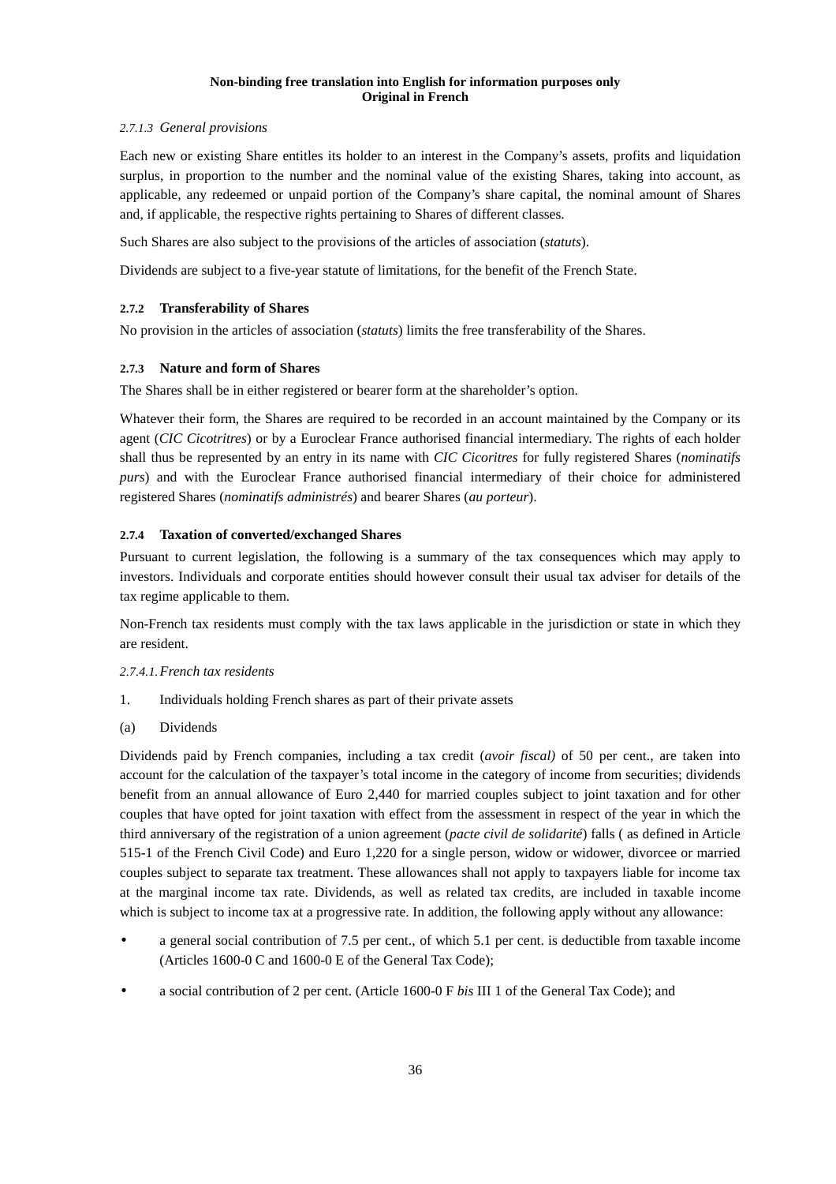**Non-binding free translation into English for information purposes only**
**Original in French**

#### *2.7.1.3 General provisions*

Each new or existing Share entitles its holder to an interest in the Company's assets, profits and liquidation surplus, in proportion to the number and the nominal value of the existing Shares, taking into account, as applicable, any redeemed or unpaid portion of the Company's share capital, the nominal amount of Shares and, if applicable, the respective rights pertaining to Shares of different classes.

Such Shares are also subject to the provisions of the articles of association (*statuts*).

Dividends are subject to a five-year statute of limitations, for the benefit of the French State.

### 2.7.2 Transferability of Shares

No provision in the articles of association (*statuts*) limits the free transferability of the Shares.

### 2.7.3 Nature and form of Shares

The Shares shall be in either registered or bearer form at the shareholder's option.

Whatever their form, the Shares are required to be recorded in an account maintained by the Company or its agent (*CIC Cicotritres*) or by a Euroclear France authorised financial intermediary. The rights of each holder shall thus be represented by an entry in its name with *CIC Cicoritres* for fully registered Shares (*nominatifs purs*) and with the Euroclear France authorised financial intermediary of their choice for administered registered Shares (*nominatifs administrés*) and bearer Shares (*au porteur*).

### 2.7.4 Taxation of converted/exchanged Shares

Pursuant to current legislation, the following is a summary of the tax consequences which may apply to investors. Individuals and corporate entities should however consult their usual tax adviser for details of the tax regime applicable to them.

Non-French tax residents must comply with the tax laws applicable in the jurisdiction or state in which they are resident.

#### *2.7.4.1. French tax residents*

1. Individuals holding French shares as part of their private assets

(a) Dividends

Dividends paid by French companies, including a tax credit (*avoir fiscal)* of 50 per cent., are taken into account for the calculation of the taxpayer's total income in the category of income from securities; dividends benefit from an annual allowance of Euro 2,440 for married couples subject to joint taxation and for other couples that have opted for joint taxation with effect from the assessment in respect of the year in which the third anniversary of the registration of a union agreement (*pacte civil de solidarité*) falls ( as defined in Article 515-1 of the French Civil Code) and Euro 1,220 for a single person, widow or widower, divorcee or married couples subject to separate tax treatment. These allowances shall not apply to taxpayers liable for income tax at the marginal income tax rate. Dividends, as well as related tax credits, are included in taxable income which is subject to income tax at a progressive rate. In addition, the following apply without any allowance:

- a general social contribution of 7.5 per cent., of which 5.1 per cent. is deductible from taxable income (Articles 1600-0 C and 1600-0 E of the General Tax Code);
- a social contribution of 2 per cent. (Article 1600-0 F *bis* III 1 of the General Tax Code); and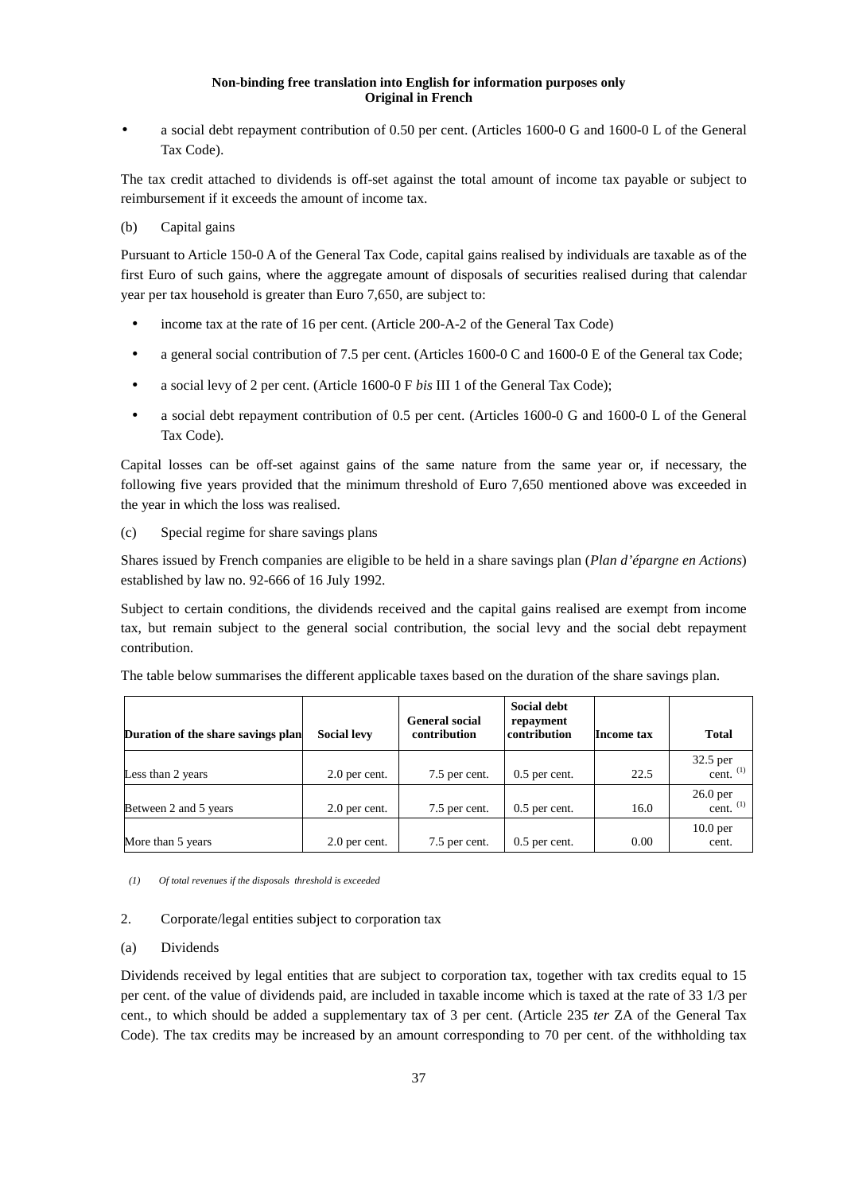- a social debt repayment contribution of 0.50 per cent. (Articles 1600-0 G and 1600-0 L of the General Tax Code).

The tax credit attached to dividends is off-set against the total amount of income tax payable or subject to reimbursement if it exceeds the amount of income tax.

(b) Capital gains

Pursuant to Article 150-0 A of the General Tax Code, capital gains realised by individuals are taxable as of the first Euro of such gains, where the aggregate amount of disposals of securities realised during that calendar year per tax household is greater than Euro 7,650, are subject to:

- income tax at the rate of 16 per cent. (Article 200-A-2 of the General Tax Code)
- a general social contribution of 7.5 per cent. (Articles 1600-0 C and 1600-0 E of the General tax Code;
- a social levy of 2 per cent. (Article 1600-0 F *bis* III 1 of the General Tax Code);
- a social debt repayment contribution of 0.5 per cent. (Articles 1600-0 G and 1600-0 L of the General Tax Code).

Capital losses can be off-set against gains of the same nature from the same year or, if necessary, the following five years provided that the minimum threshold of Euro 7,650 mentioned above was exceeded in the year in which the loss was realised.

(c) Special regime for share savings plans

Shares issued by French companies are eligible to be held in a share savings plan (*Plan d'épargne en Actions*) established by law no. 92-666 of 16 July 1992.

Subject to certain conditions, the dividends received and the capital gains realised are exempt from income tax, but remain subject to the general social contribution, the social levy and the social debt repayment contribution.

The table below summarises the different applicable taxes based on the duration of the share savings plan.

| Duration of the share savings plan | Social levy | General social contribution | Social debt repayment contribution | Income tax | Total |
|---|---|---|---|---|---|
| Less than 2 years | 2.0 per cent. | 7.5 per cent. | 0.5 per cent. | 22.5 | 32.5 per cent. (1) |
| Between 2 and 5 years | 2.0 per cent. | 7.5 per cent. | 0.5 per cent. | 16.0 | 26.0 per cent. (1) |
| More than 5 years | 2.0 per cent. | 7.5 per cent. | 0.5 per cent. | 0.00 | 10.0 per cent. |

*(1) Of total revenues if the disposals threshold is exceeded*

2. Corporate/legal entities subject to corporation tax

(a) Dividends

Dividends received by legal entities that are subject to corporation tax, together with tax credits equal to 15 per cent. of the value of dividends paid, are included in taxable income which is taxed at the rate of 33 1/3 per cent., to which should be added a supplementary tax of 3 per cent. (Article 235 *ter* ZA of the General Tax Code). The tax credits may be increased by an amount corresponding to 70 per cent. of the withholding tax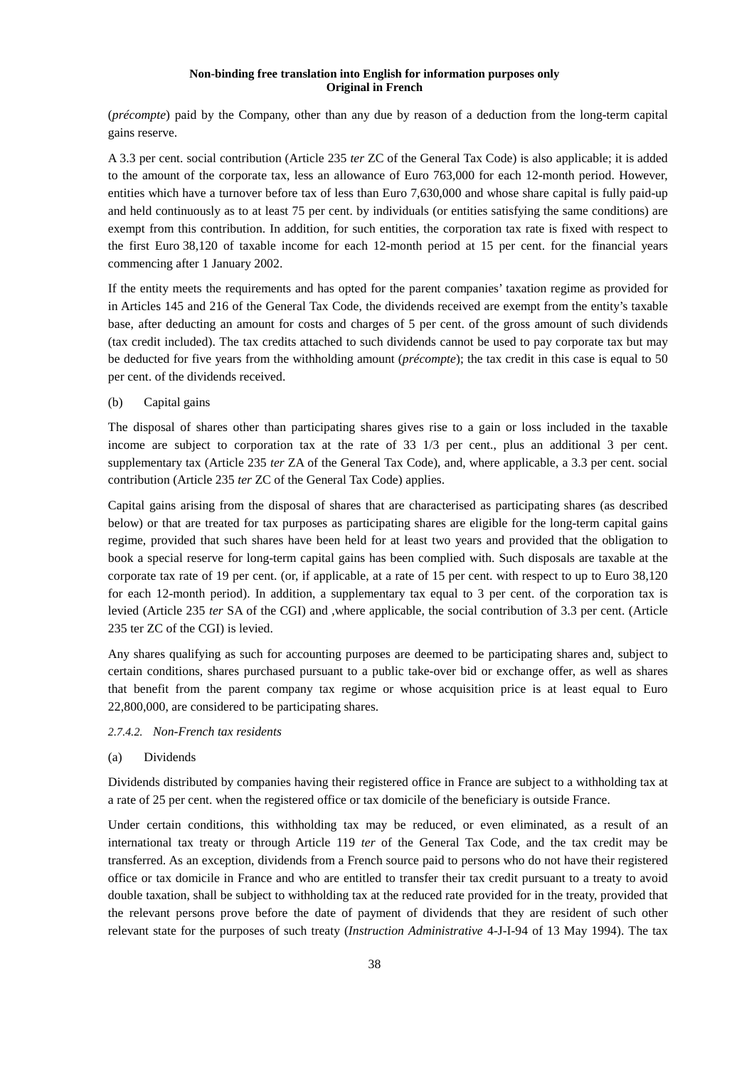(*précompte*) paid by the Company, other than any due by reason of a deduction from the long-term capital gains reserve.

A 3.3 per cent. social contribution (Article 235 *ter* ZC of the General Tax Code) is also applicable; it is added to the amount of the corporate tax, less an allowance of Euro 763,000 for each 12-month period. However, entities which have a turnover before tax of less than Euro 7,630,000 and whose share capital is fully paid-up and held continuously as to at least 75 per cent. by individuals (or entities satisfying the same conditions) are exempt from this contribution. In addition, for such entities, the corporation tax rate is fixed with respect to the first Euro 38,120 of taxable income for each 12-month period at 15 per cent. for the financial years commencing after 1 January 2002.

If the entity meets the requirements and has opted for the parent companies' taxation regime as provided for in Articles 145 and 216 of the General Tax Code, the dividends received are exempt from the entity's taxable base, after deducting an amount for costs and charges of 5 per cent. of the gross amount of such dividends (tax credit included). The tax credits attached to such dividends cannot be used to pay corporate tax but may be deducted for five years from the withholding amount (*précompte*); the tax credit in this case is equal to 50 per cent. of the dividends received.

(b) Capital gains

The disposal of shares other than participating shares gives rise to a gain or loss included in the taxable income are subject to corporation tax at the rate of 33 1/3 per cent., plus an additional 3 per cent. supplementary tax (Article 235 *ter* ZA of the General Tax Code), and, where applicable, a 3.3 per cent. social contribution (Article 235 *ter* ZC of the General Tax Code) applies.

Capital gains arising from the disposal of shares that are characterised as participating shares (as described below) or that are treated for tax purposes as participating shares are eligible for the long-term capital gains regime, provided that such shares have been held for at least two years and provided that the obligation to book a special reserve for long-term capital gains has been complied with. Such disposals are taxable at the corporate tax rate of 19 per cent. (or, if applicable, at a rate of 15 per cent. with respect to up to Euro 38,120 for each 12-month period). In addition, a supplementary tax equal to 3 per cent. of the corporation tax is levied (Article 235 *ter* SA of the CGI) and ,where applicable, the social contribution of 3.3 per cent. (Article 235 ter ZC of the CGI) is levied.

Any shares qualifying as such for accounting purposes are deemed to be participating shares and, subject to certain conditions, shares purchased pursuant to a public take-over bid or exchange offer, as well as shares that benefit from the parent company tax regime or whose acquisition price is at least equal to Euro 22,800,000, are considered to be participating shares.

*2.7.4.2. Non-French tax residents*

(a) Dividends

Dividends distributed by companies having their registered office in France are subject to a withholding tax at a rate of 25 per cent. when the registered office or tax domicile of the beneficiary is outside France.

Under certain conditions, this withholding tax may be reduced, or even eliminated, as a result of an international tax treaty or through Article 119 *ter* of the General Tax Code, and the tax credit may be transferred. As an exception, dividends from a French source paid to persons who do not have their registered office or tax domicile in France and who are entitled to transfer their tax credit pursuant to a treaty to avoid double taxation, shall be subject to withholding tax at the reduced rate provided for in the treaty, provided that the relevant persons prove before the date of payment of dividends that they are resident of such other relevant state for the purposes of such treaty (*Instruction Administrative* 4-J-I-94 of 13 May 1994). The tax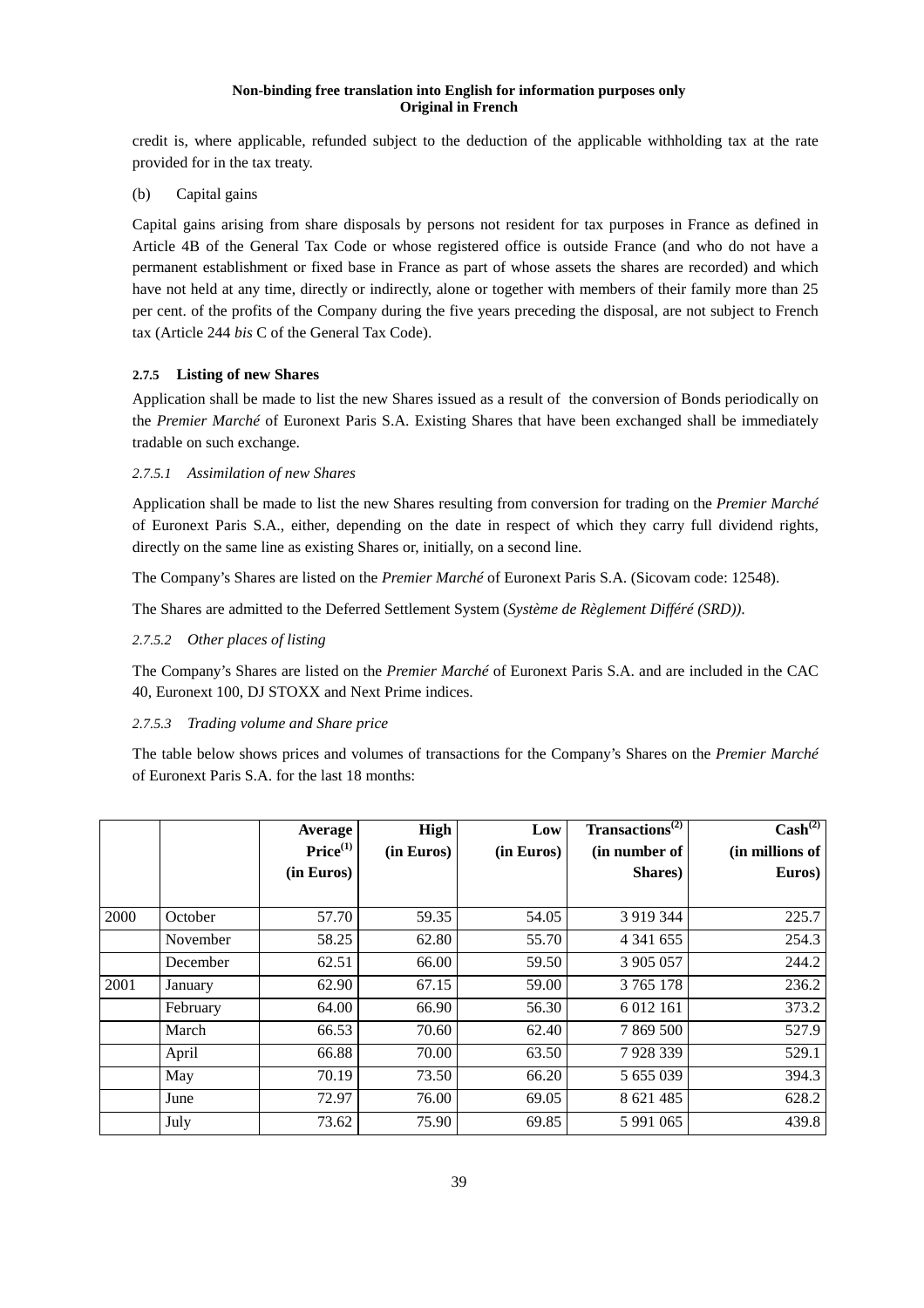**Non-binding free translation into English for information purposes only**
**Original in French**

credit is, where applicable, refunded subject to the deduction of the applicable withholding tax at the rate provided for in the tax treaty.

(b) Capital gains

Capital gains arising from share disposals by persons not resident for tax purposes in France as defined in Article 4B of the General Tax Code or whose registered office is outside France (and who do not have a permanent establishment or fixed base in France as part of whose assets the shares are recorded) and which have not held at any time, directly or indirectly, alone or together with members of their family more than 25 per cent. of the profits of the Company during the five years preceding the disposal, are not subject to French tax (Article 244 *bis* C of the General Tax Code).

#### 2.7.5 Listing of new Shares

Application shall be made to list the new Shares issued as a result of the conversion of Bonds periodically on the *Premier Marché* of Euronext Paris S.A. Existing Shares that have been exchanged shall be immediately tradable on such exchange.

##### *2.7.5.1 Assimilation of new Shares*

Application shall be made to list the new Shares resulting from conversion for trading on the *Premier Marché* of Euronext Paris S.A., either, depending on the date in respect of which they carry full dividend rights, directly on the same line as existing Shares or, initially, on a second line.

The Company's Shares are listed on the *Premier Marché* of Euronext Paris S.A. (Sicovam code: 12548).

The Shares are admitted to the Deferred Settlement System (*Système de Règlement Différé (SRD)).*

##### *2.7.5.2 Other places of listing*

The Company's Shares are listed on the *Premier Marché* of Euronext Paris S.A. and are included in the CAC 40, Euronext 100, DJ STOXX and Next Prime indices.

##### *2.7.5.3 Trading volume and Share price*

The table below shows prices and volumes of transactions for the Company's Shares on the *Premier Marché* of Euronext Paris S.A. for the last 18 months:

| | | Average Price(1) (in Euros) | High (in Euros) | Low (in Euros) | Transactions(2) (in number of Shares) | Cash(2) (in millions of Euros) |
|---|---|---|---|---|---|---|
| 2000 | October | 57.70 | 59.35 | 54.05 | 3 919 344 | 225.7 |
| | November | 58.25 | 62.80 | 55.70 | 4 341 655 | 254.3 |
| | December | 62.51 | 66.00 | 59.50 | 3 905 057 | 244.2 |
| 2001 | January | 62.90 | 67.15 | 59.00 | 3 765 178 | 236.2 |
| | February | 64.00 | 66.90 | 56.30 | 6 012 161 | 373.2 |
| | March | 66.53 | 70.60 | 62.40 | 7 869 500 | 527.9 |
| | April | 66.88 | 70.00 | 63.50 | 7 928 339 | 529.1 |
| | May | 70.19 | 73.50 | 66.20 | 5 655 039 | 394.3 |
| | June | 72.97 | 76.00 | 69.05 | 8 621 485 | 628.2 |
| | July | 73.62 | 75.90 | 69.85 | 5 991 065 | 439.8 |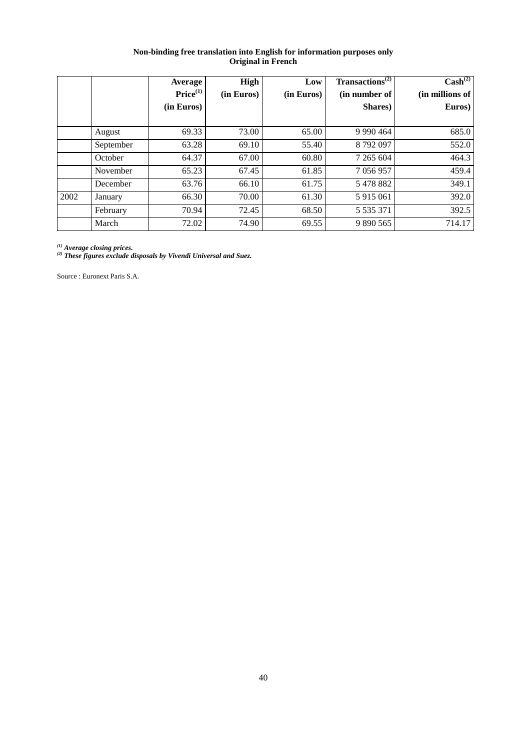**Non-binding free translation into English for information purposes only**
**Original in French**

| | | Average Price[1] (in Euros) | High (in Euros) | Low (in Euros) | Transactions[2] (in number of Shares) | Cash[2] (in millions of Euros) |
|---|---|---|---|---|---|---|
| | August | 69.33 | 73.00 | 65.00 | 9 990 464 | 685.0 |
| | September | 63.28 | 69.10 | 55.40 | 8 792 097 | 552.0 |
| | October | 64.37 | 67.00 | 60.80 | 7 265 604 | 464.3 |
| | November | 65.23 | 67.45 | 61.85 | 7 056 957 | 459.4 |
| | December | 63.76 | 66.10 | 61.75 | 5 478 882 | 349.1 |
| 2002 | January | 66.30 | 70.00 | 61.30 | 5 915 061 | 392.0 |
| | February | 70.94 | 72.45 | 68.50 | 5 535 371 | 392.5 |
| | March | 72.02 | 74.90 | 69.55 | 9 890 565 | 714.17 |

*[1] Average closing prices.*
*[2] These figures exclude disposals by Vivendi Universal and Suez.*

Source : Euronext Paris S.A.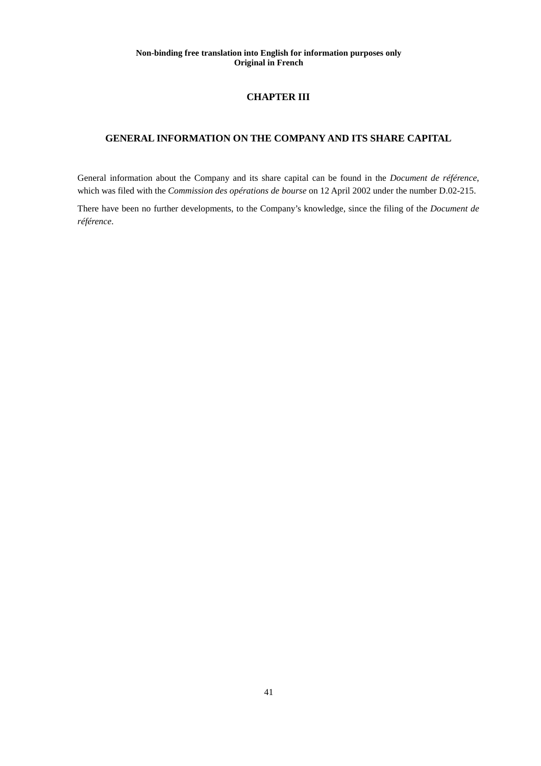**Non-binding free translation into English for information purposes only**
**Original in French**

# CHAPTER III

## GENERAL INFORMATION ON THE COMPANY AND ITS SHARE CAPITAL

General information about the Company and its share capital can be found in the *Document de référence*, which was filed with the *Commission des opérations de bourse* on 12 April 2002 under the number D.02-215.

There have been no further developments, to the Company's knowledge, since the filing of the *Document de référence*.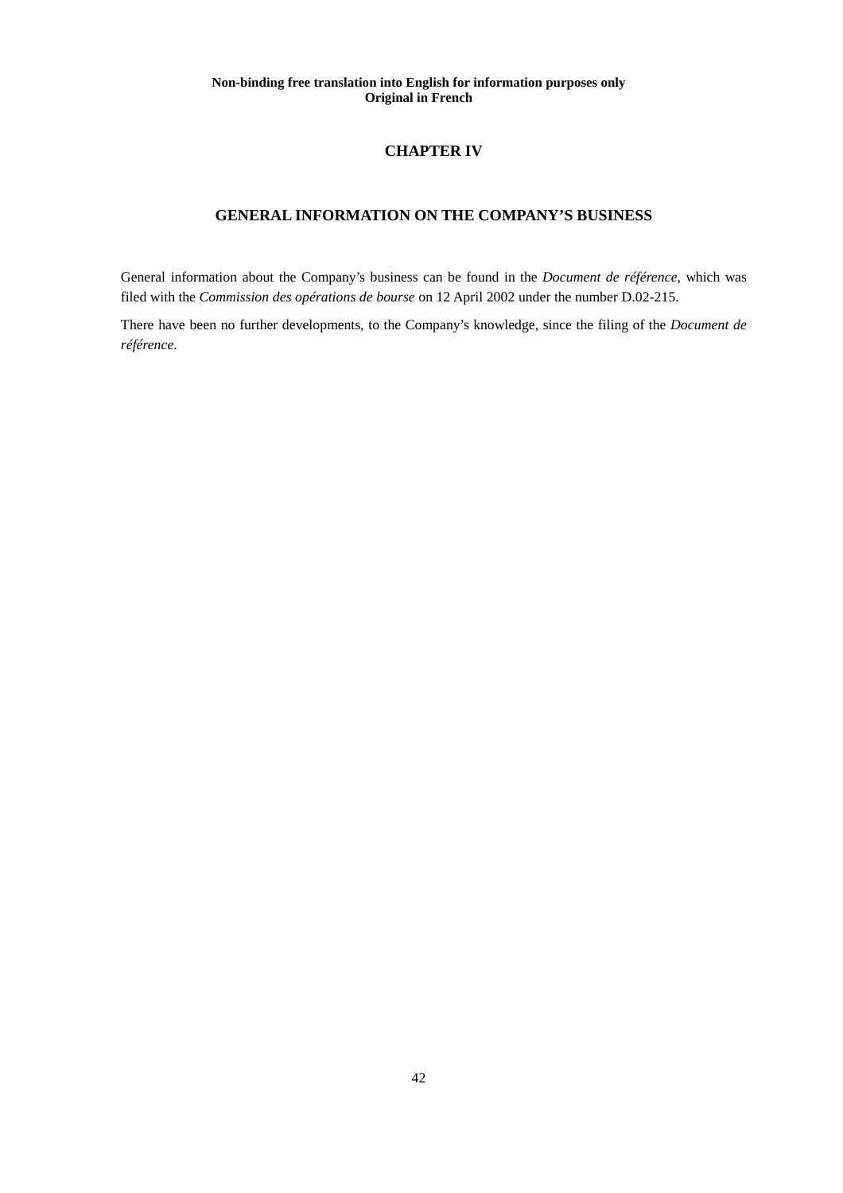**Non-binding free translation into English for information purposes only**
**Original in French**

# CHAPTER IV

## GENERAL INFORMATION ON THE COMPANY'S BUSINESS

General information about the Company's business can be found in the *Document de référence*, which was filed with the *Commission des opérations de bourse* on 12 April 2002 under the number D.02-215.

There have been no further developments, to the Company's knowledge, since the filing of the *Document de référence*.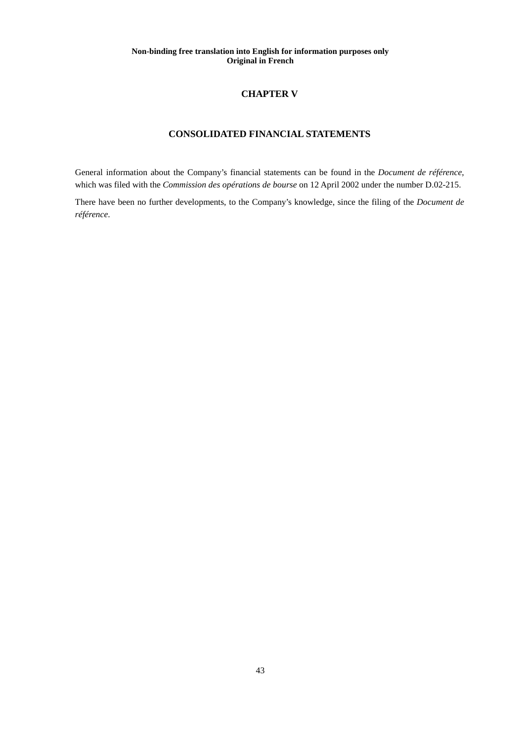**Non-binding free translation into English for information purposes only**
**Original in French**

# CHAPTER V

## CONSOLIDATED FINANCIAL STATEMENTS

General information about the Company's financial statements can be found in the *Document de référence*, which was filed with the *Commission des opérations de bourse* on 12 April 2002 under the number D.02-215.

There have been no further developments, to the Company's knowledge, since the filing of the *Document de référence*.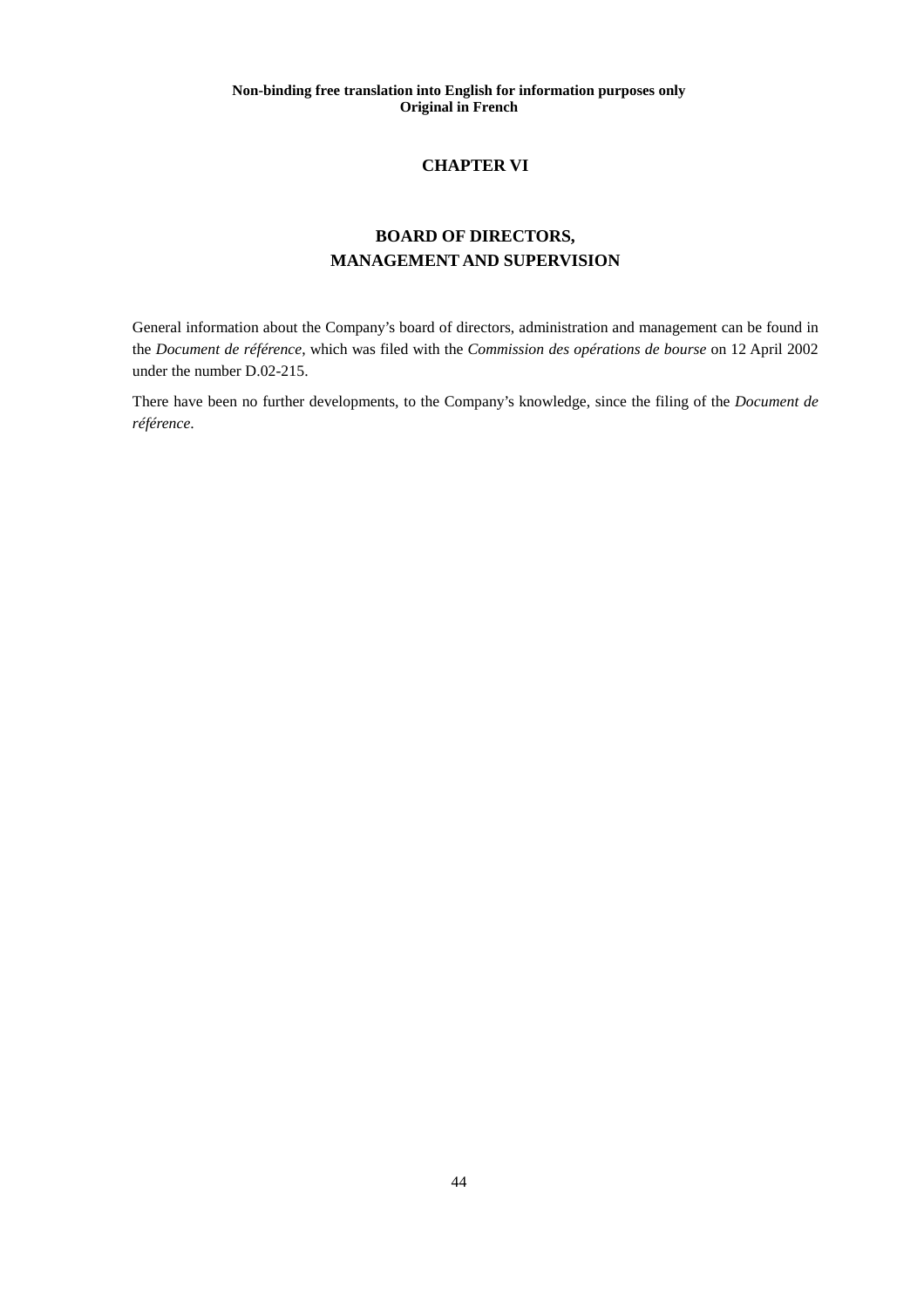**Non-binding free translation into English for information purposes only**
**Original in French**

# CHAPTER VI

# BOARD OF DIRECTORS, MANAGEMENT AND SUPERVISION

General information about the Company's board of directors, administration and management can be found in the *Document de référence*, which was filed with the *Commission des opérations de bourse* on 12 April 2002 under the number D.02-215.

There have been no further developments, to the Company's knowledge, since the filing of the *Document de référence*.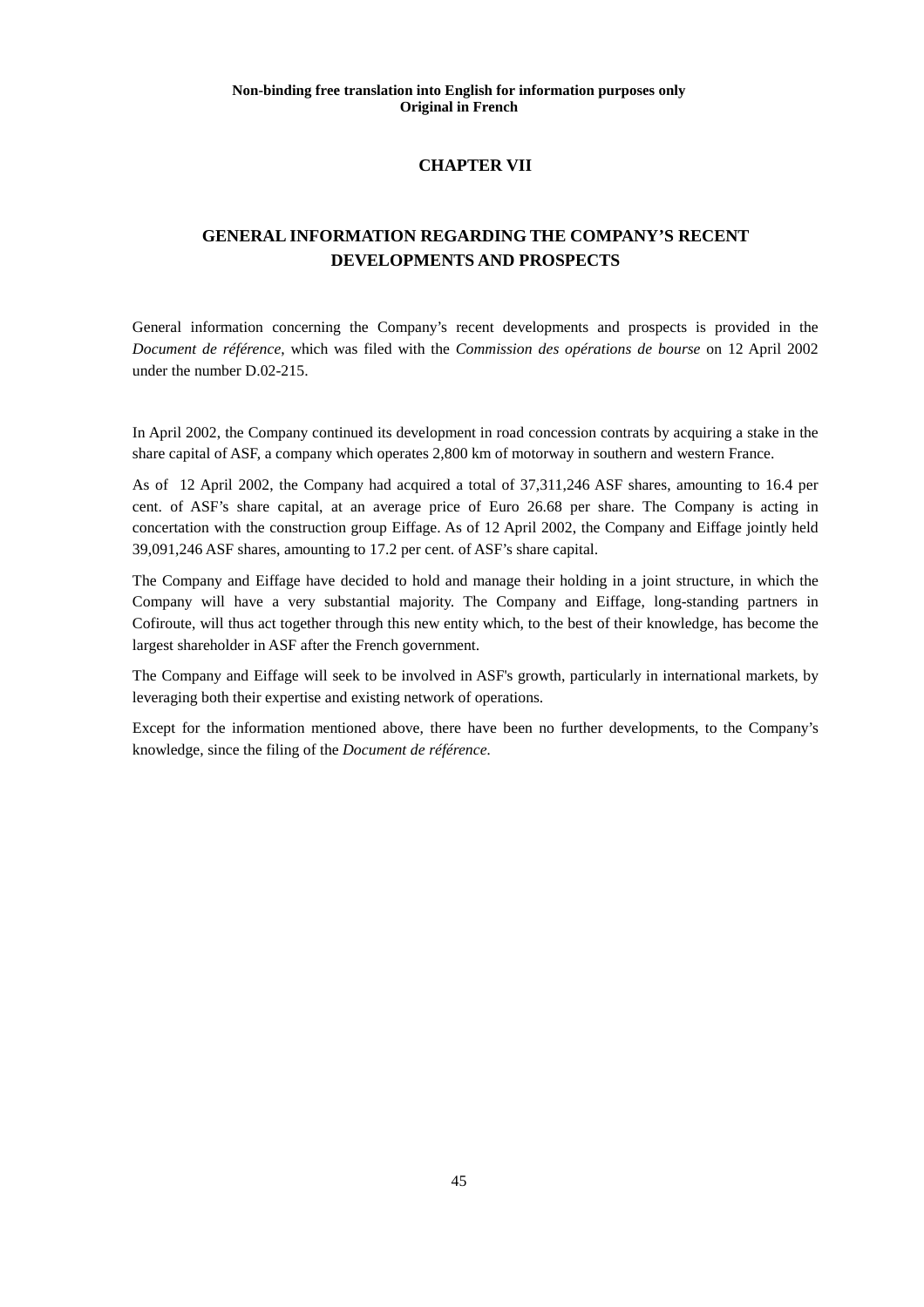**Non-binding free translation into English for information purposes only**
**Original in French**

# CHAPTER VII

## GENERAL INFORMATION REGARDING THE COMPANY'S RECENT DEVELOPMENTS AND PROSPECTS

General information concerning the Company's recent developments and prospects is provided in the *Document de référence*, which was filed with the *Commission des opérations de bourse* on 12 April 2002 under the number D.02-215.

In April 2002, the Company continued its development in road concession contrats by acquiring a stake in the share capital of ASF, a company which operates 2,800 km of motorway in southern and western France.

As of 12 April 2002, the Company had acquired a total of 37,311,246 ASF shares, amounting to 16.4 per cent. of ASF's share capital, at an average price of Euro 26.68 per share. The Company is acting in concertation with the construction group Eiffage. As of 12 April 2002, the Company and Eiffage jointly held 39,091,246 ASF shares, amounting to 17.2 per cent. of ASF's share capital.

The Company and Eiffage have decided to hold and manage their holding in a joint structure, in which the Company will have a very substantial majority. The Company and Eiffage, long-standing partners in Cofiroute, will thus act together through this new entity which, to the best of their knowledge, has become the largest shareholder in ASF after the French government.

The Company and Eiffage will seek to be involved in ASF's growth, particularly in international markets, by leveraging both their expertise and existing network of operations.

Except for the information mentioned above, there have been no further developments, to the Company's knowledge, since the filing of the *Document de référence*.